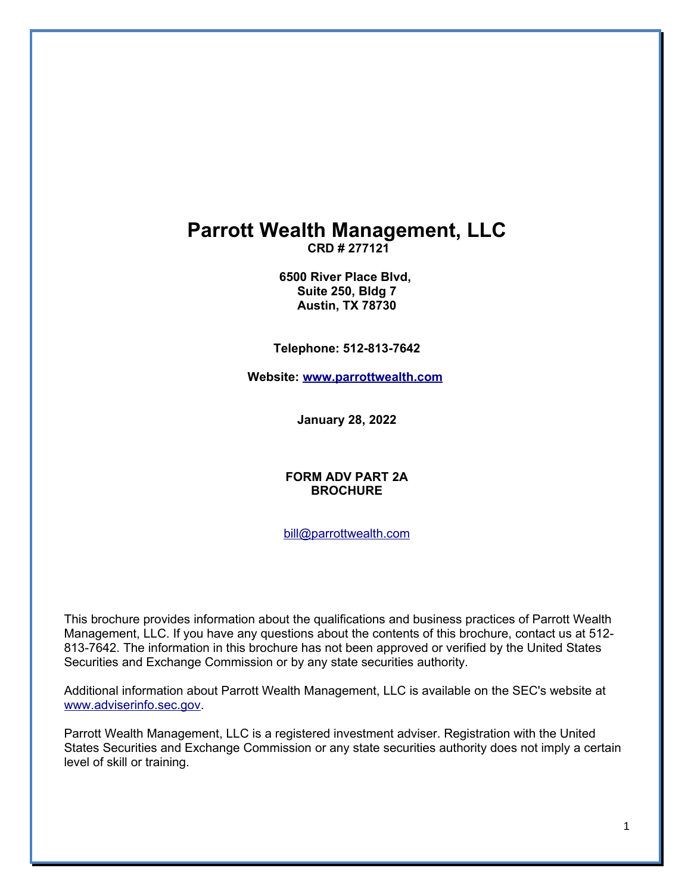# Parrott Wealth Management, LLC

**CRD # 277121**

**6500 River Place Blvd,**
**Suite 250, Bldg 7**
**Austin, TX 78730**

**Telephone: 512-813-7642**

**Website: [www.parrottwealth.com](http://www.parrottwealth.com)**

**January 28, 2022**

**FORM ADV PART 2A**
**BROCHURE**

[bill@parrottwealth.com](mailto:bill@parrottwealth.com)

This brochure provides information about the qualifications and business practices of Parrott Wealth Management, LLC. If you have any questions about the contents of this brochure, contact us at 512-813-7642. The information in this brochure has not been approved or verified by the United States Securities and Exchange Commission or by any state securities authority.

Additional information about Parrott Wealth Management, LLC is available on the SEC's website at [www.adviserinfo.sec.gov](http://www.adviserinfo.sec.gov).

Parrott Wealth Management, LLC is a registered investment adviser. Registration with the United States Securities and Exchange Commission or any state securities authority does not imply a certain level of skill or training.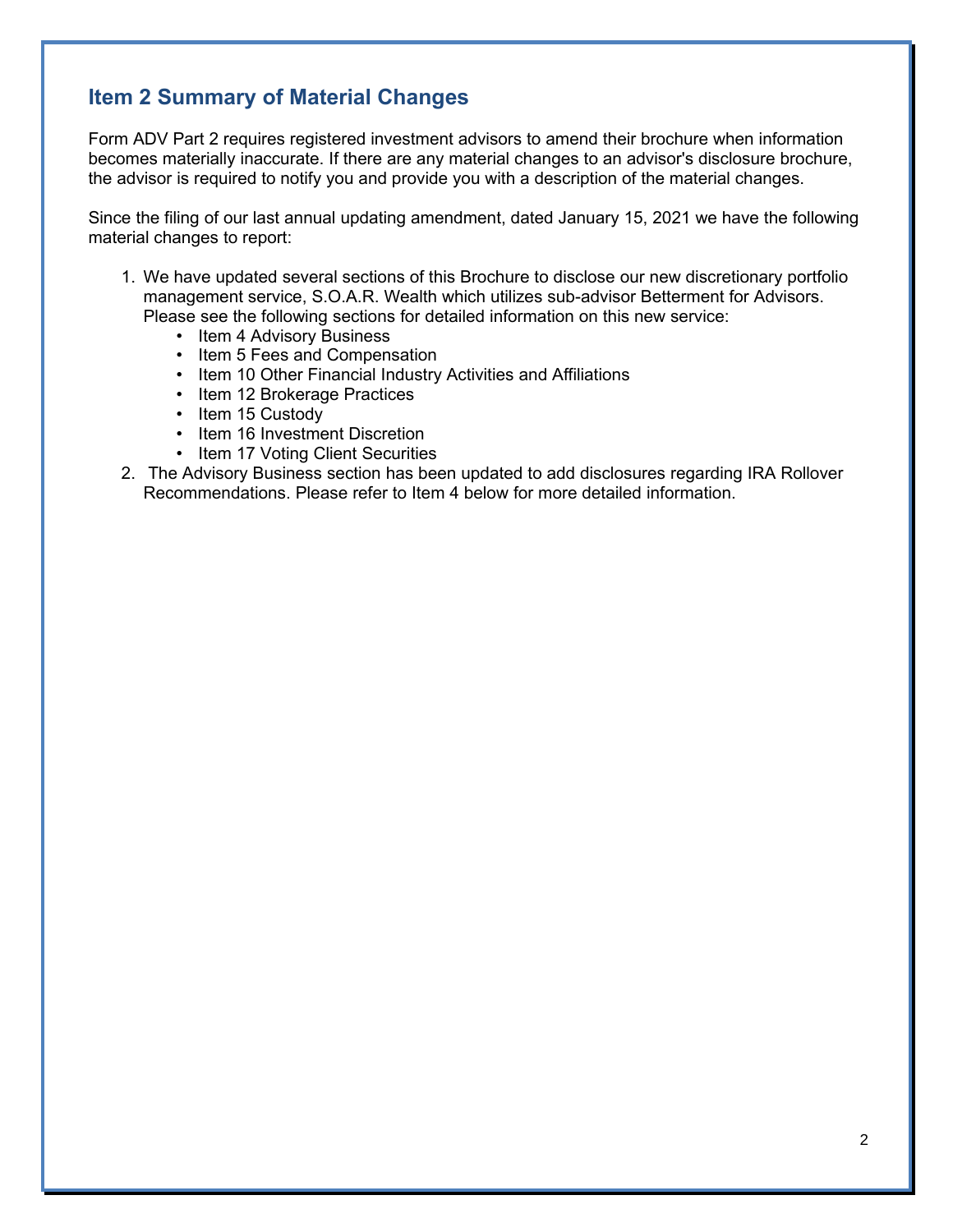## Item 2 Summary of Material Changes

Form ADV Part 2 requires registered investment advisors to amend their brochure when information becomes materially inaccurate. If there are any material changes to an advisor's disclosure brochure, the advisor is required to notify you and provide you with a description of the material changes.

Since the filing of our last annual updating amendment, dated January 15, 2021 we have the following material changes to report:

1. We have updated several sections of this Brochure to disclose our new discretionary portfolio management service, S.O.A.R. Wealth which utilizes sub-advisor Betterment for Advisors. Please see the following sections for detailed information on this new service:
   - Item 4 Advisory Business
   - Item 5 Fees and Compensation
   - Item 10 Other Financial Industry Activities and Affiliations
   - Item 12 Brokerage Practices
   - Item 15 Custody
   - Item 16 Investment Discretion
   - Item 17 Voting Client Securities
2. The Advisory Business section has been updated to add disclosures regarding IRA Rollover Recommendations. Please refer to Item 4 below for more detailed information.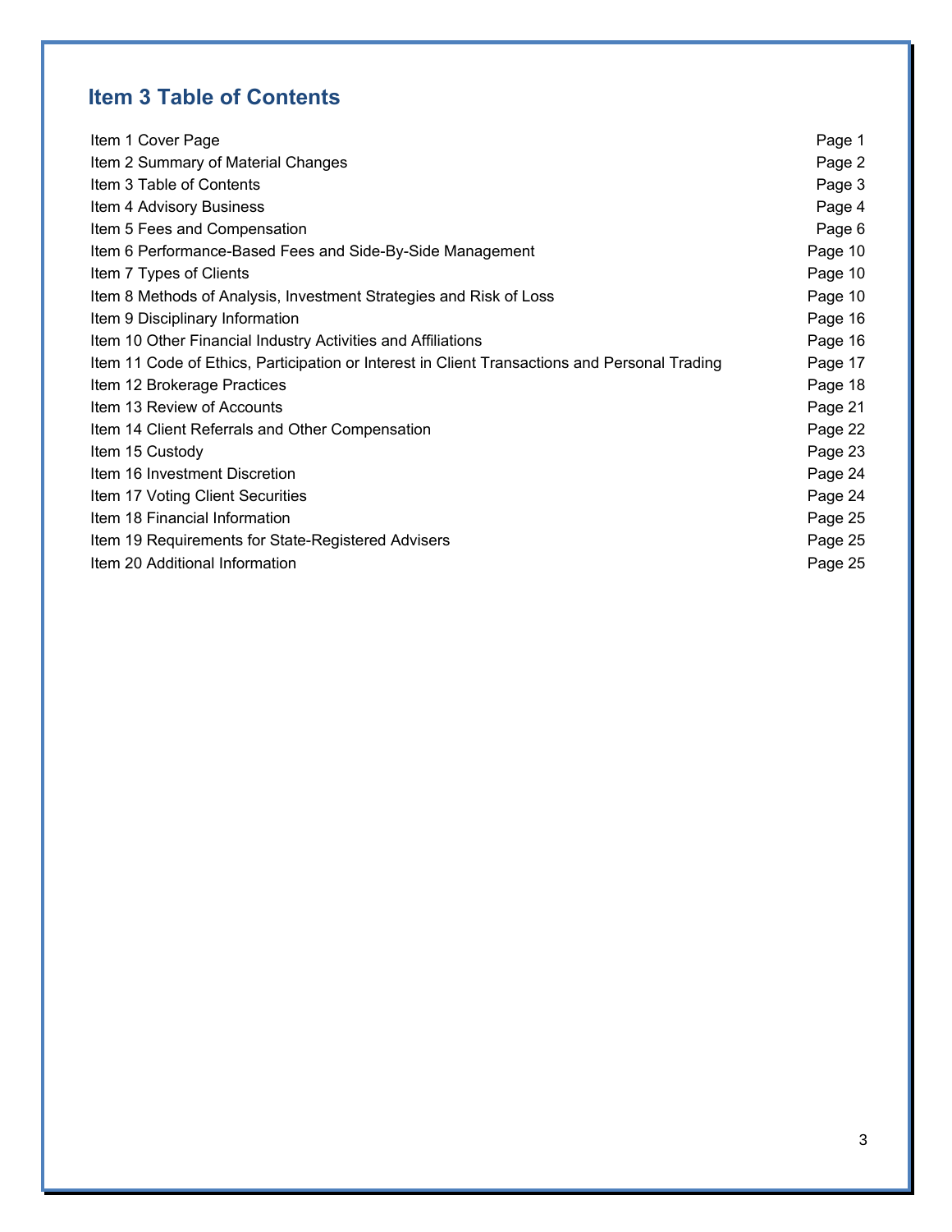## Item 3 Table of Contents

| | |
|---|---|
| Item 1 Cover Page | Page 1 |
| Item 2 Summary of Material Changes | Page 2 |
| Item 3 Table of Contents | Page 3 |
| Item 4 Advisory Business | Page 4 |
| Item 5 Fees and Compensation | Page 6 |
| Item 6 Performance-Based Fees and Side-By-Side Management | Page 10 |
| Item 7 Types of Clients | Page 10 |
| Item 8 Methods of Analysis, Investment Strategies and Risk of Loss | Page 10 |
| Item 9 Disciplinary Information | Page 16 |
| Item 10 Other Financial Industry Activities and Affiliations | Page 16 |
| Item 11 Code of Ethics, Participation or Interest in Client Transactions and Personal Trading | Page 17 |
| Item 12 Brokerage Practices | Page 18 |
| Item 13 Review of Accounts | Page 21 |
| Item 14 Client Referrals and Other Compensation | Page 22 |
| Item 15 Custody | Page 23 |
| Item 16 Investment Discretion | Page 24 |
| Item 17 Voting Client Securities | Page 24 |
| Item 18 Financial Information | Page 25 |
| Item 19 Requirements for State-Registered Advisers | Page 25 |
| Item 20 Additional Information | Page 25 |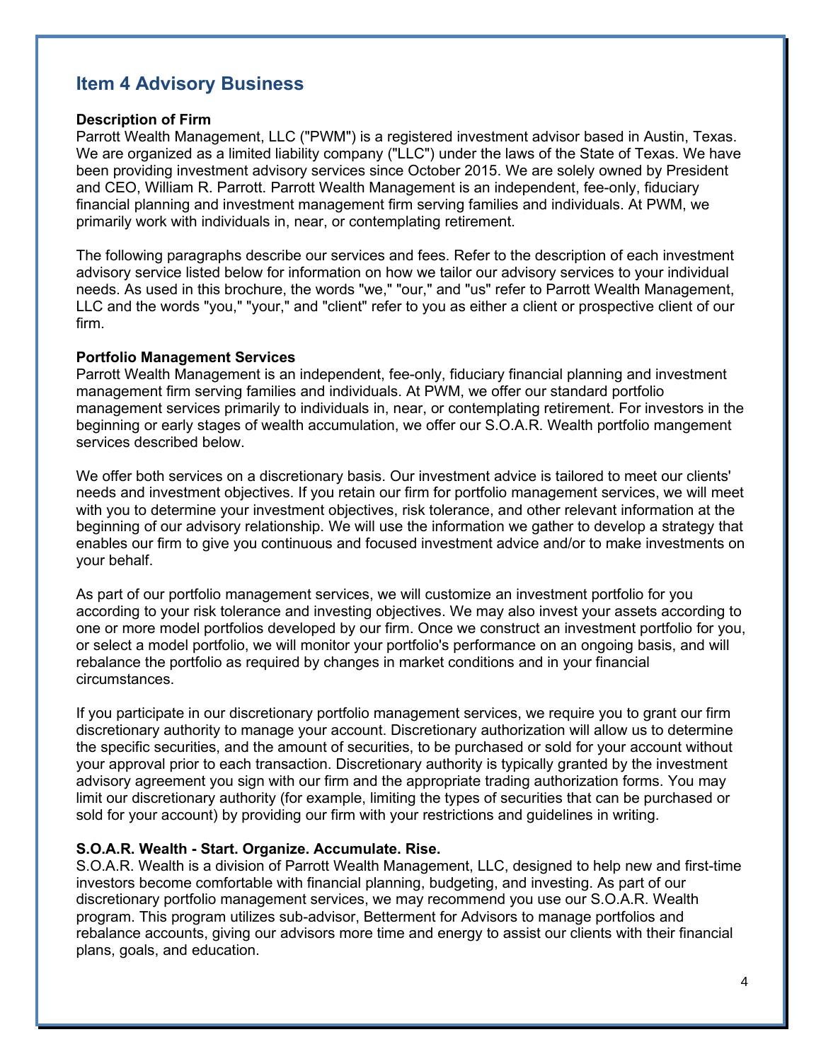## Item 4 Advisory Business

**Description of Firm**

Parrott Wealth Management, LLC ("PWM") is a registered investment advisor based in Austin, Texas. We are organized as a limited liability company ("LLC") under the laws of the State of Texas. We have been providing investment advisory services since October 2015. We are solely owned by President and CEO, William R. Parrott. Parrott Wealth Management is an independent, fee-only, fiduciary financial planning and investment management firm serving families and individuals. At PWM, we primarily work with individuals in, near, or contemplating retirement.

The following paragraphs describe our services and fees. Refer to the description of each investment advisory service listed below for information on how we tailor our advisory services to your individual needs. As used in this brochure, the words "we," "our," and "us" refer to Parrott Wealth Management, LLC and the words "you," "your," and "client" refer to you as either a client or prospective client of our firm.

**Portfolio Management Services**

Parrott Wealth Management is an independent, fee-only, fiduciary financial planning and investment management firm serving families and individuals. At PWM, we offer our standard portfolio management services primarily to individuals in, near, or contemplating retirement. For investors in the beginning or early stages of wealth accumulation, we offer our S.O.A.R. Wealth portfolio mangement services described below.

We offer both services on a discretionary basis. Our investment advice is tailored to meet our clients' needs and investment objectives. If you retain our firm for portfolio management services, we will meet with you to determine your investment objectives, risk tolerance, and other relevant information at the beginning of our advisory relationship. We will use the information we gather to develop a strategy that enables our firm to give you continuous and focused investment advice and/or to make investments on your behalf.

As part of our portfolio management services, we will customize an investment portfolio for you according to your risk tolerance and investing objectives. We may also invest your assets according to one or more model portfolios developed by our firm. Once we construct an investment portfolio for you, or select a model portfolio, we will monitor your portfolio's performance on an ongoing basis, and will rebalance the portfolio as required by changes in market conditions and in your financial circumstances.

If you participate in our discretionary portfolio management services, we require you to grant our firm discretionary authority to manage your account. Discretionary authorization will allow us to determine the specific securities, and the amount of securities, to be purchased or sold for your account without your approval prior to each transaction. Discretionary authority is typically granted by the investment advisory agreement you sign with our firm and the appropriate trading authorization forms. You may limit our discretionary authority (for example, limiting the types of securities that can be purchased or sold for your account) by providing our firm with your restrictions and guidelines in writing.

**S.O.A.R. Wealth - Start. Organize. Accumulate. Rise.**

S.O.A.R. Wealth is a division of Parrott Wealth Management, LLC, designed to help new and first-time investors become comfortable with financial planning, budgeting, and investing. As part of our discretionary portfolio management services, we may recommend you use our S.O.A.R. Wealth program. This program utilizes sub-advisor, Betterment for Advisors to manage portfolios and rebalance accounts, giving our advisors more time and energy to assist our clients with their financial plans, goals, and education.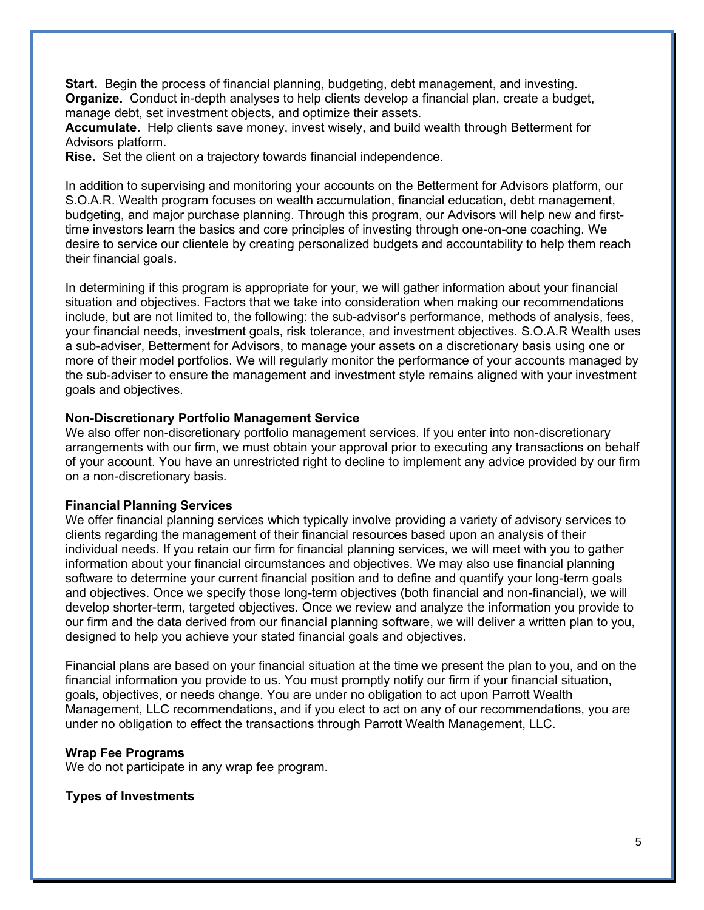**Start.** Begin the process of financial planning, budgeting, debt management, and investing.
**Organize.** Conduct in-depth analyses to help clients develop a financial plan, create a budget, manage debt, set investment objects, and optimize their assets.
**Accumulate.** Help clients save money, invest wisely, and build wealth through Betterment for Advisors platform.
**Rise.** Set the client on a trajectory towards financial independence.

In addition to supervising and monitoring your accounts on the Betterment for Advisors platform, our S.O.A.R. Wealth program focuses on wealth accumulation, financial education, debt management, budgeting, and major purchase planning. Through this program, our Advisors will help new and first-time investors learn the basics and core principles of investing through one-on-one coaching. We desire to service our clientele by creating personalized budgets and accountability to help them reach their financial goals.

In determining if this program is appropriate for your, we will gather information about your financial situation and objectives. Factors that we take into consideration when making our recommendations include, but are not limited to, the following: the sub-advisor's performance, methods of analysis, fees, your financial needs, investment goals, risk tolerance, and investment objectives. S.O.A.R Wealth uses a sub-adviser, Betterment for Advisors, to manage your assets on a discretionary basis using one or more of their model portfolios. We will regularly monitor the performance of your accounts managed by the sub-adviser to ensure the management and investment style remains aligned with your investment goals and objectives.

**Non-Discretionary Portfolio Management Service**
We also offer non-discretionary portfolio management services. If you enter into non-discretionary arrangements with our firm, we must obtain your approval prior to executing any transactions on behalf of your account. You have an unrestricted right to decline to implement any advice provided by our firm on a non-discretionary basis.

**Financial Planning Services**
We offer financial planning services which typically involve providing a variety of advisory services to clients regarding the management of their financial resources based upon an analysis of their individual needs. If you retain our firm for financial planning services, we will meet with you to gather information about your financial circumstances and objectives. We may also use financial planning software to determine your current financial position and to define and quantify your long-term goals and objectives. Once we specify those long-term objectives (both financial and non-financial), we will develop shorter-term, targeted objectives. Once we review and analyze the information you provide to our firm and the data derived from our financial planning software, we will deliver a written plan to you, designed to help you achieve your stated financial goals and objectives.

Financial plans are based on your financial situation at the time we present the plan to you, and on the financial information you provide to us. You must promptly notify our firm if your financial situation, goals, objectives, or needs change. You are under no obligation to act upon Parrott Wealth Management, LLC recommendations, and if you elect to act on any of our recommendations, you are under no obligation to effect the transactions through Parrott Wealth Management, LLC.

**Wrap Fee Programs**
We do not participate in any wrap fee program.

**Types of Investments**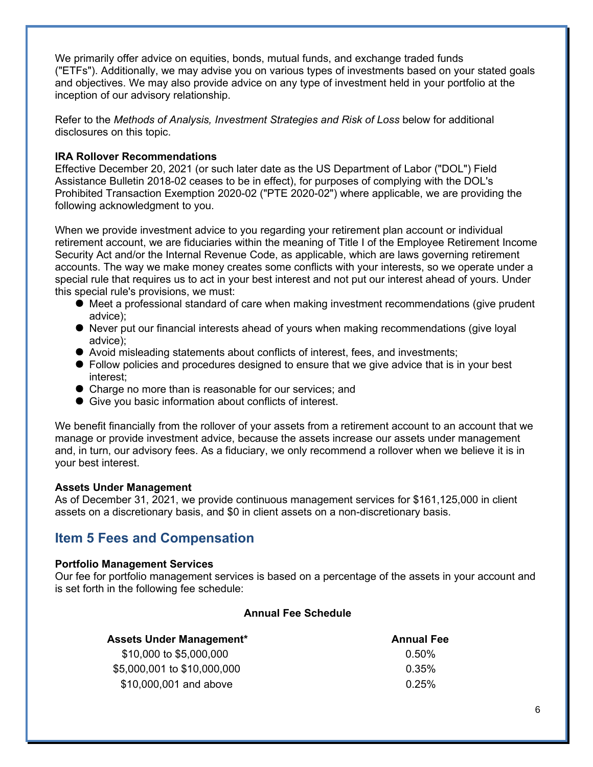We primarily offer advice on equities, bonds, mutual funds, and exchange traded funds ("ETFs"). Additionally, we may advise you on various types of investments based on your stated goals and objectives. We may also provide advice on any type of investment held in your portfolio at the inception of our advisory relationship.

Refer to the *Methods of Analysis, Investment Strategies and Risk of Loss* below for additional disclosures on this topic.

**IRA Rollover Recommendations**

Effective December 20, 2021 (or such later date as the US Department of Labor ("DOL") Field Assistance Bulletin 2018-02 ceases to be in effect), for purposes of complying with the DOL's Prohibited Transaction Exemption 2020-02 ("PTE 2020-02") where applicable, we are providing the following acknowledgment to you.

When we provide investment advice to you regarding your retirement plan account or individual retirement account, we are fiduciaries within the meaning of Title I of the Employee Retirement Income Security Act and/or the Internal Revenue Code, as applicable, which are laws governing retirement accounts. The way we make money creates some conflicts with your interests, so we operate under a special rule that requires us to act in your best interest and not put our interest ahead of yours. Under this special rule's provisions, we must:

- Meet a professional standard of care when making investment recommendations (give prudent advice);
- Never put our financial interests ahead of yours when making recommendations (give loyal advice);
- Avoid misleading statements about conflicts of interest, fees, and investments;
- Follow policies and procedures designed to ensure that we give advice that is in your best interest;
- Charge no more than is reasonable for our services; and
- Give you basic information about conflicts of interest.

We benefit financially from the rollover of your assets from a retirement account to an account that we manage or provide investment advice, because the assets increase our assets under management and, in turn, our advisory fees. As a fiduciary, we only recommend a rollover when we believe it is in your best interest.

**Assets Under Management**

As of December 31, 2021, we provide continuous management services for $161,125,000 in client assets on a discretionary basis, and $0 in client assets on a non-discretionary basis.

## Item 5 Fees and Compensation

**Portfolio Management Services**

Our fee for portfolio management services is based on a percentage of the assets in your account and is set forth in the following fee schedule:

**Annual Fee Schedule**

| Assets Under Management* | Annual Fee |
|---|---|
| $10,000 to $5,000,000 | 0.50% |
| $5,000,001 to $10,000,000 | 0.35% |
| $10,000,001 and above | 0.25% |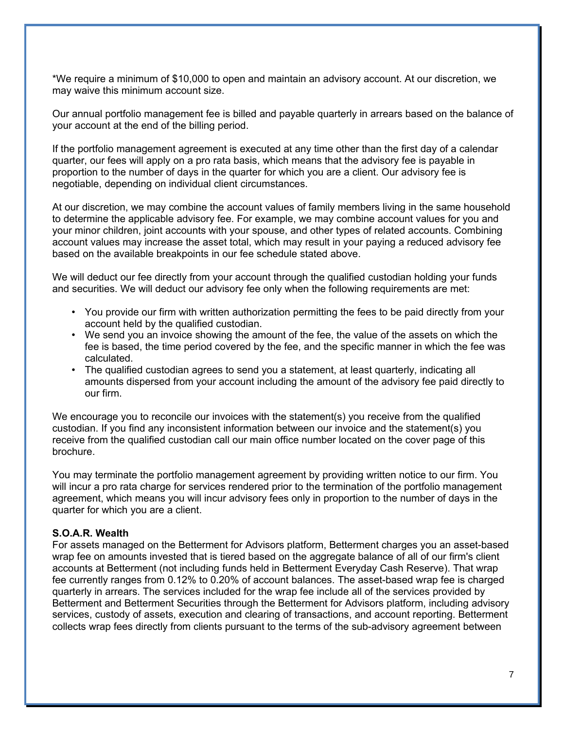*We require a minimum of $10,000 to open and maintain an advisory account. At our discretion, we may waive this minimum account size.

Our annual portfolio management fee is billed and payable quarterly in arrears based on the balance of your account at the end of the billing period.

If the portfolio management agreement is executed at any time other than the first day of a calendar quarter, our fees will apply on a pro rata basis, which means that the advisory fee is payable in proportion to the number of days in the quarter for which you are a client. Our advisory fee is negotiable, depending on individual client circumstances.

At our discretion, we may combine the account values of family members living in the same household to determine the applicable advisory fee. For example, we may combine account values for you and your minor children, joint accounts with your spouse, and other types of related accounts. Combining account values may increase the asset total, which may result in your paying a reduced advisory fee based on the available breakpoints in our fee schedule stated above.

We will deduct our fee directly from your account through the qualified custodian holding your funds and securities. We will deduct our advisory fee only when the following requirements are met:

- You provide our firm with written authorization permitting the fees to be paid directly from your account held by the qualified custodian.
- We send you an invoice showing the amount of the fee, the value of the assets on which the fee is based, the time period covered by the fee, and the specific manner in which the fee was calculated.
- The qualified custodian agrees to send you a statement, at least quarterly, indicating all amounts dispersed from your account including the amount of the advisory fee paid directly to our firm.

We encourage you to reconcile our invoices with the statement(s) you receive from the qualified custodian. If you find any inconsistent information between our invoice and the statement(s) you receive from the qualified custodian call our main office number located on the cover page of this brochure.

You may terminate the portfolio management agreement by providing written notice to our firm. You will incur a pro rata charge for services rendered prior to the termination of the portfolio management agreement, which means you will incur advisory fees only in proportion to the number of days in the quarter for which you are a client.

**S.O.A.R. Wealth**

For assets managed on the Betterment for Advisors platform, Betterment charges you an asset-based wrap fee on amounts invested that is tiered based on the aggregate balance of all of our firm's client accounts at Betterment (not including funds held in Betterment Everyday Cash Reserve). That wrap fee currently ranges from 0.12% to 0.20% of account balances. The asset-based wrap fee is charged quarterly in arrears. The services included for the wrap fee include all of the services provided by Betterment and Betterment Securities through the Betterment for Advisors platform, including advisory services, custody of assets, execution and clearing of transactions, and account reporting. Betterment collects wrap fees directly from clients pursuant to the terms of the sub-advisory agreement between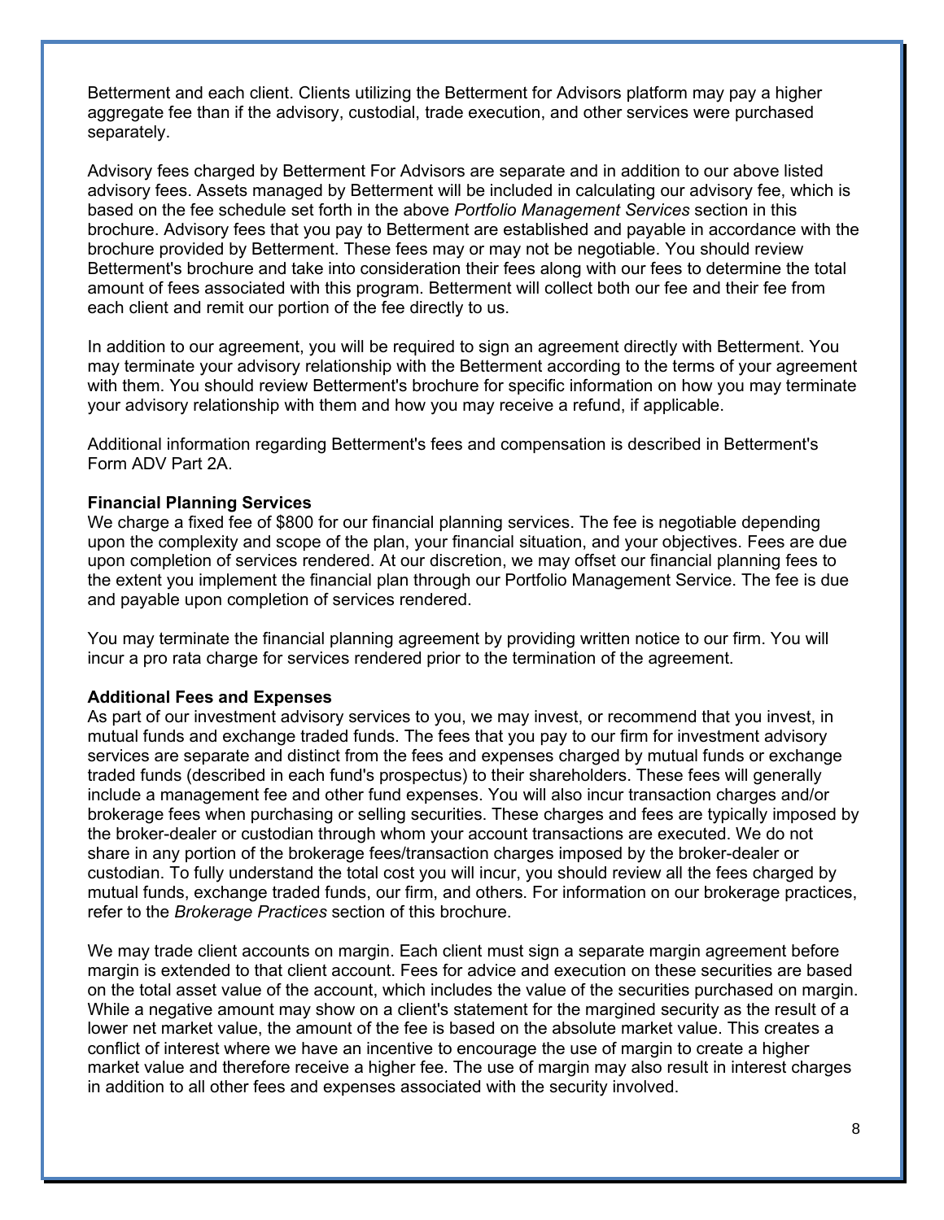Betterment and each client. Clients utilizing the Betterment for Advisors platform may pay a higher aggregate fee than if the advisory, custodial, trade execution, and other services were purchased separately.

Advisory fees charged by Betterment For Advisors are separate and in addition to our above listed advisory fees. Assets managed by Betterment will be included in calculating our advisory fee, which is based on the fee schedule set forth in the above *Portfolio Management Services* section in this brochure. Advisory fees that you pay to Betterment are established and payable in accordance with the brochure provided by Betterment. These fees may or may not be negotiable. You should review Betterment's brochure and take into consideration their fees along with our fees to determine the total amount of fees associated with this program. Betterment will collect both our fee and their fee from each client and remit our portion of the fee directly to us.

In addition to our agreement, you will be required to sign an agreement directly with Betterment. You may terminate your advisory relationship with the Betterment according to the terms of your agreement with them. You should review Betterment's brochure for specific information on how you may terminate your advisory relationship with them and how you may receive a refund, if applicable.

Additional information regarding Betterment's fees and compensation is described in Betterment's Form ADV Part 2A.

**Financial Planning Services**

We charge a fixed fee of $800 for our financial planning services. The fee is negotiable depending upon the complexity and scope of the plan, your financial situation, and your objectives. Fees are due upon completion of services rendered. At our discretion, we may offset our financial planning fees to the extent you implement the financial plan through our Portfolio Management Service. The fee is due and payable upon completion of services rendered.

You may terminate the financial planning agreement by providing written notice to our firm. You will incur a pro rata charge for services rendered prior to the termination of the agreement.

**Additional Fees and Expenses**

As part of our investment advisory services to you, we may invest, or recommend that you invest, in mutual funds and exchange traded funds. The fees that you pay to our firm for investment advisory services are separate and distinct from the fees and expenses charged by mutual funds or exchange traded funds (described in each fund's prospectus) to their shareholders. These fees will generally include a management fee and other fund expenses. You will also incur transaction charges and/or brokerage fees when purchasing or selling securities. These charges and fees are typically imposed by the broker-dealer or custodian through whom your account transactions are executed. We do not share in any portion of the brokerage fees/transaction charges imposed by the broker-dealer or custodian. To fully understand the total cost you will incur, you should review all the fees charged by mutual funds, exchange traded funds, our firm, and others. For information on our brokerage practices, refer to the *Brokerage Practices* section of this brochure.

We may trade client accounts on margin. Each client must sign a separate margin agreement before margin is extended to that client account. Fees for advice and execution on these securities are based on the total asset value of the account, which includes the value of the securities purchased on margin. While a negative amount may show on a client's statement for the margined security as the result of a lower net market value, the amount of the fee is based on the absolute market value. This creates a conflict of interest where we have an incentive to encourage the use of margin to create a higher market value and therefore receive a higher fee. The use of margin may also result in interest charges in addition to all other fees and expenses associated with the security involved.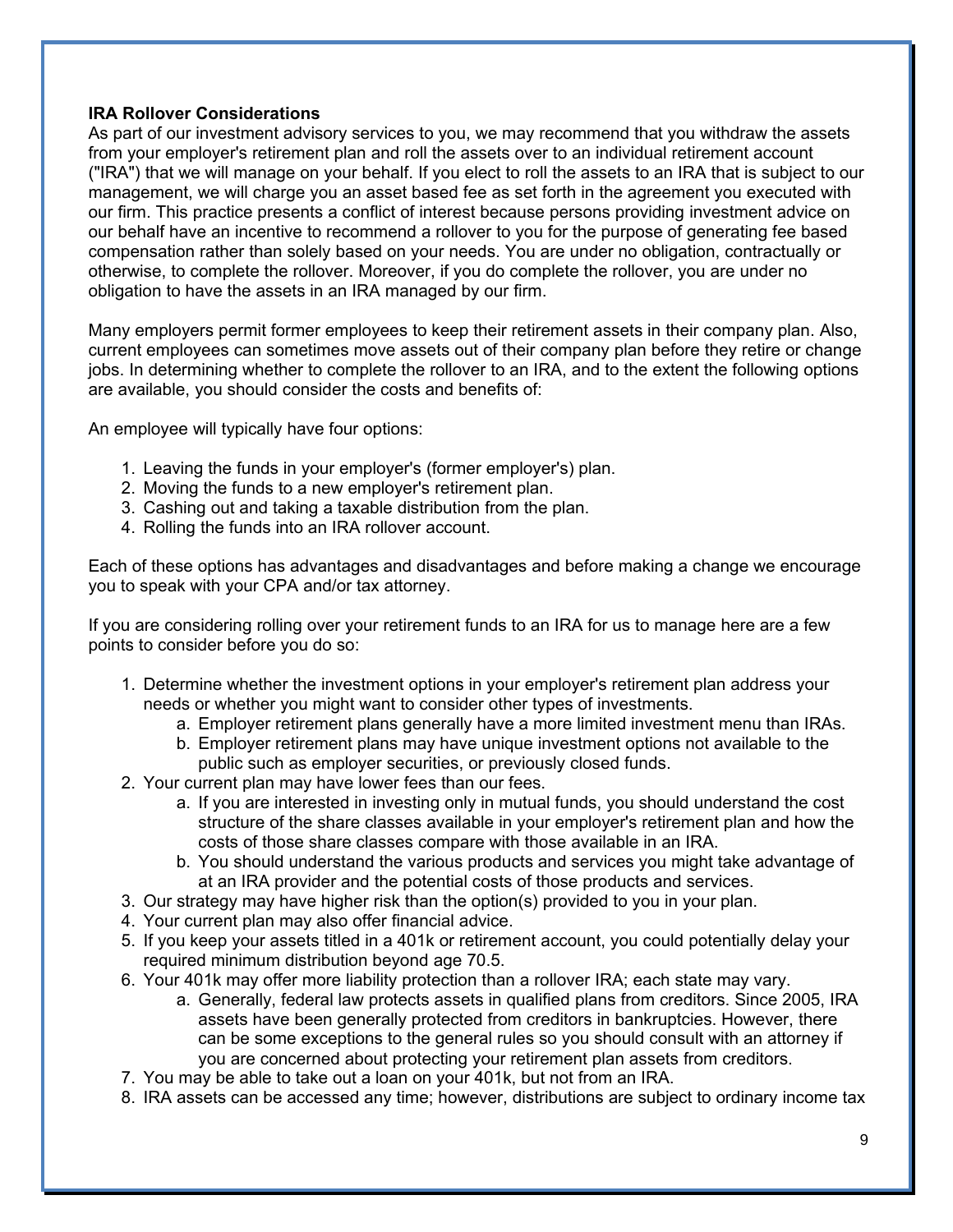**IRA Rollover Considerations**

As part of our investment advisory services to you, we may recommend that you withdraw the assets from your employer's retirement plan and roll the assets over to an individual retirement account ("IRA") that we will manage on your behalf. If you elect to roll the assets to an IRA that is subject to our management, we will charge you an asset based fee as set forth in the agreement you executed with our firm. This practice presents a conflict of interest because persons providing investment advice on our behalf have an incentive to recommend a rollover to you for the purpose of generating fee based compensation rather than solely based on your needs. You are under no obligation, contractually or otherwise, to complete the rollover. Moreover, if you do complete the rollover, you are under no obligation to have the assets in an IRA managed by our firm.

Many employers permit former employees to keep their retirement assets in their company plan. Also, current employees can sometimes move assets out of their company plan before they retire or change jobs. In determining whether to complete the rollover to an IRA, and to the extent the following options are available, you should consider the costs and benefits of:

An employee will typically have four options:

1. Leaving the funds in your employer's (former employer's) plan.
2. Moving the funds to a new employer's retirement plan.
3. Cashing out and taking a taxable distribution from the plan.
4. Rolling the funds into an IRA rollover account.

Each of these options has advantages and disadvantages and before making a change we encourage you to speak with your CPA and/or tax attorney.

If you are considering rolling over your retirement funds to an IRA for us to manage here are a few points to consider before you do so:

1. Determine whether the investment options in your employer's retirement plan address your needs or whether you might want to consider other types of investments.
    a. Employer retirement plans generally have a more limited investment menu than IRAs.
    b. Employer retirement plans may have unique investment options not available to the public such as employer securities, or previously closed funds.
2. Your current plan may have lower fees than our fees.
    a. If you are interested in investing only in mutual funds, you should understand the cost structure of the share classes available in your employer's retirement plan and how the costs of those share classes compare with those available in an IRA.
    b. You should understand the various products and services you might take advantage of at an IRA provider and the potential costs of those products and services.
3. Our strategy may have higher risk than the option(s) provided to you in your plan.
4. Your current plan may also offer financial advice.
5. If you keep your assets titled in a 401k or retirement account, you could potentially delay your required minimum distribution beyond age 70.5.
6. Your 401k may offer more liability protection than a rollover IRA; each state may vary.
    a. Generally, federal law protects assets in qualified plans from creditors. Since 2005, IRA assets have been generally protected from creditors in bankruptcies. However, there can be some exceptions to the general rules so you should consult with an attorney if you are concerned about protecting your retirement plan assets from creditors.
7. You may be able to take out a loan on your 401k, but not from an IRA.
8. IRA assets can be accessed any time; however, distributions are subject to ordinary income tax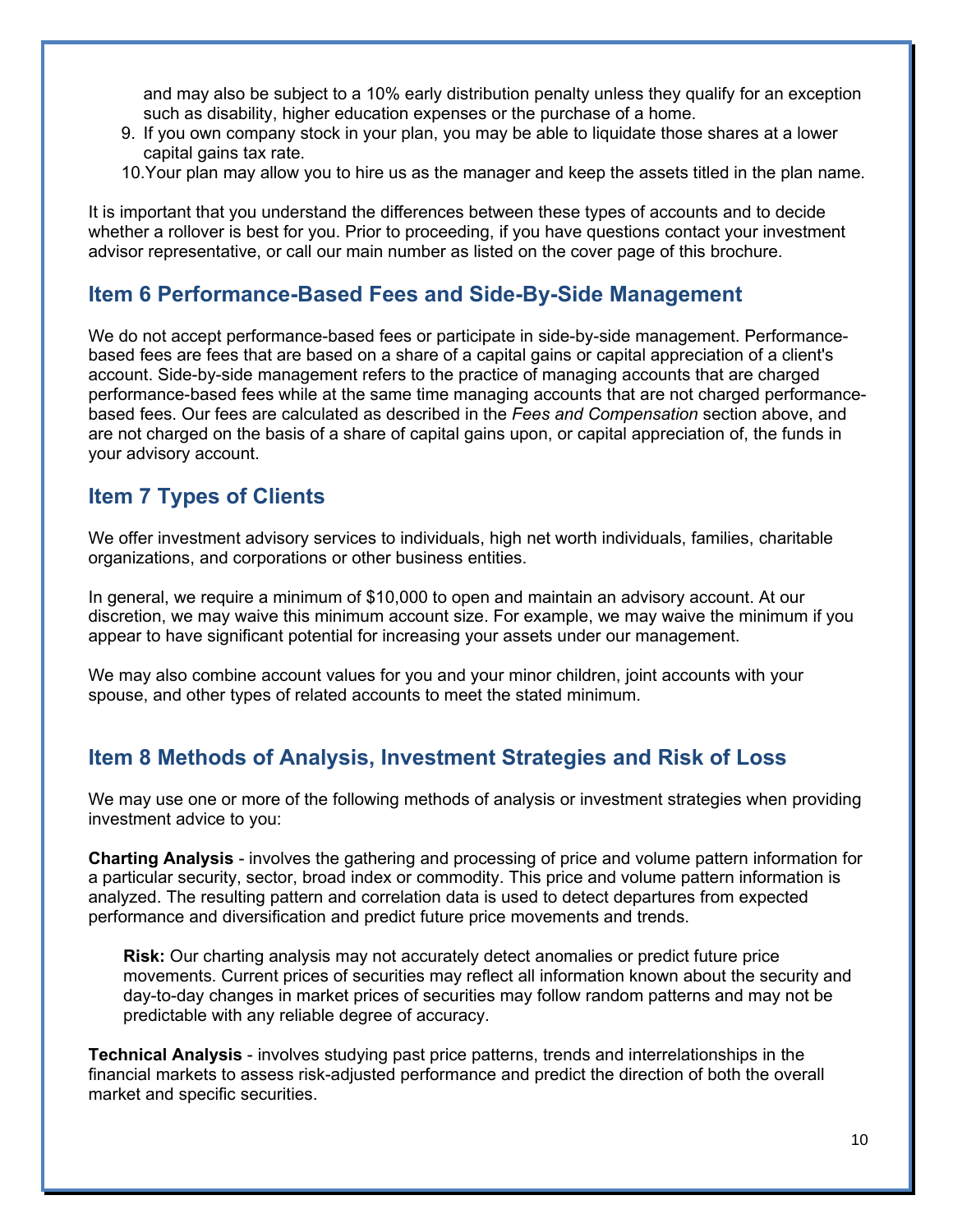and may also be subject to a 10% early distribution penalty unless they qualify for an exception such as disability, higher education expenses or the purchase of a home.

9. If you own company stock in your plan, you may be able to liquidate those shares at a lower capital gains tax rate.
10. Your plan may allow you to hire us as the manager and keep the assets titled in the plan name.

It is important that you understand the differences between these types of accounts and to decide whether a rollover is best for you. Prior to proceeding, if you have questions contact your investment advisor representative, or call our main number as listed on the cover page of this brochure.

## Item 6 Performance-Based Fees and Side-By-Side Management

We do not accept performance-based fees or participate in side-by-side management. Performance-based fees are fees that are based on a share of a capital gains or capital appreciation of a client's account. Side-by-side management refers to the practice of managing accounts that are charged performance-based fees while at the same time managing accounts that are not charged performance-based fees. Our fees are calculated as described in the *Fees and Compensation* section above, and are not charged on the basis of a share of capital gains upon, or capital appreciation of, the funds in your advisory account.

## Item 7 Types of Clients

We offer investment advisory services to individuals, high net worth individuals, families, charitable organizations, and corporations or other business entities.

In general, we require a minimum of $10,000 to open and maintain an advisory account. At our discretion, we may waive this minimum account size. For example, we may waive the minimum if you appear to have significant potential for increasing your assets under our management.

We may also combine account values for you and your minor children, joint accounts with your spouse, and other types of related accounts to meet the stated minimum.

## Item 8 Methods of Analysis, Investment Strategies and Risk of Loss

We may use one or more of the following methods of analysis or investment strategies when providing investment advice to you:

**Charting Analysis** - involves the gathering and processing of price and volume pattern information for a particular security, sector, broad index or commodity. This price and volume pattern information is analyzed. The resulting pattern and correlation data is used to detect departures from expected performance and diversification and predict future price movements and trends.

> **Risk:** Our charting analysis may not accurately detect anomalies or predict future price movements. Current prices of securities may reflect all information known about the security and day-to-day changes in market prices of securities may follow random patterns and may not be predictable with any reliable degree of accuracy.

**Technical Analysis** - involves studying past price patterns, trends and interrelationships in the financial markets to assess risk-adjusted performance and predict the direction of both the overall market and specific securities.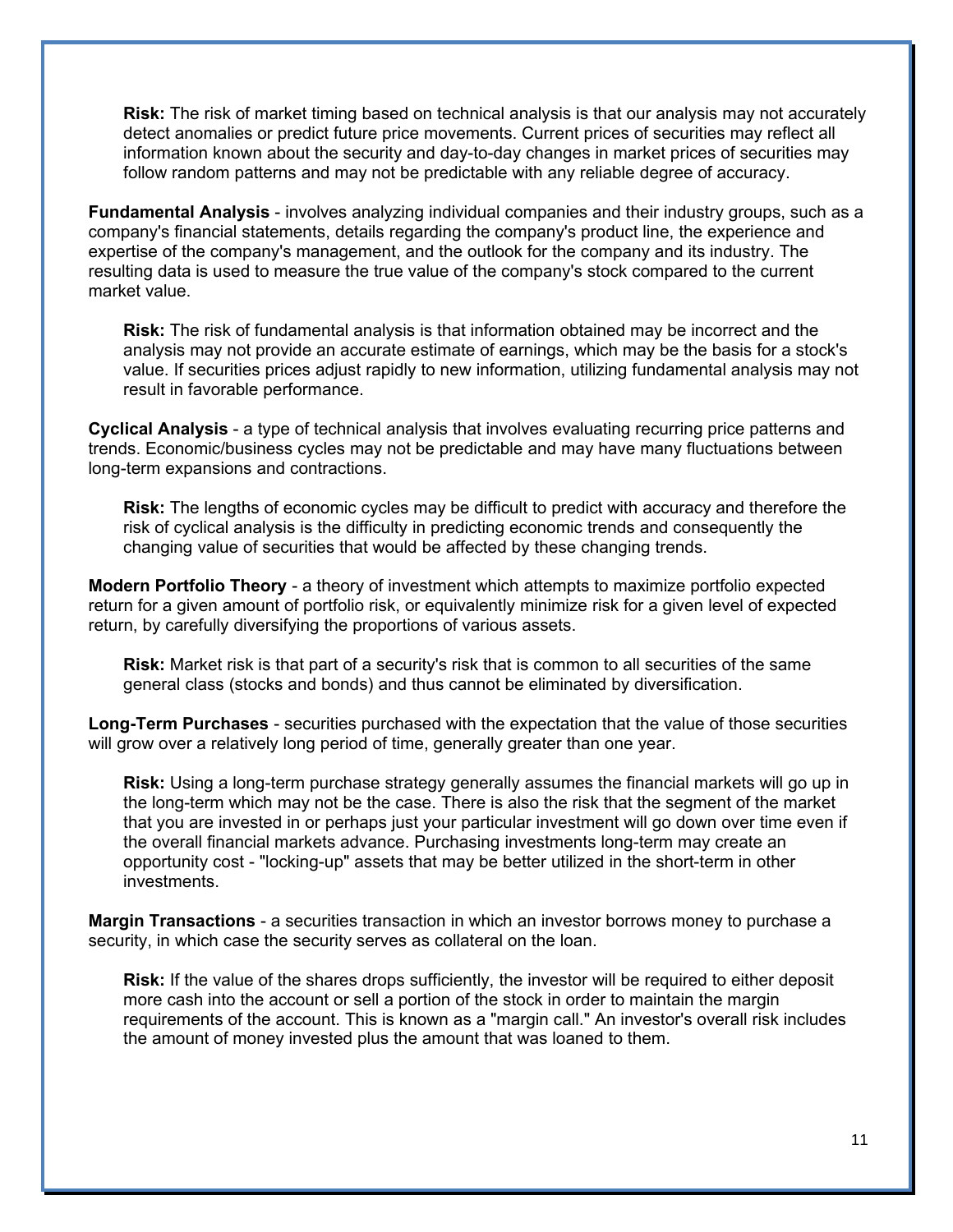**Risk:** The risk of market timing based on technical analysis is that our analysis may not accurately detect anomalies or predict future price movements. Current prices of securities may reflect all information known about the security and day-to-day changes in market prices of securities may follow random patterns and may not be predictable with any reliable degree of accuracy.

**Fundamental Analysis** - involves analyzing individual companies and their industry groups, such as a company's financial statements, details regarding the company's product line, the experience and expertise of the company's management, and the outlook for the company and its industry. The resulting data is used to measure the true value of the company's stock compared to the current market value.

**Risk:** The risk of fundamental analysis is that information obtained may be incorrect and the analysis may not provide an accurate estimate of earnings, which may be the basis for a stock's value. If securities prices adjust rapidly to new information, utilizing fundamental analysis may not result in favorable performance.

**Cyclical Analysis** - a type of technical analysis that involves evaluating recurring price patterns and trends. Economic/business cycles may not be predictable and may have many fluctuations between long-term expansions and contractions.

**Risk:** The lengths of economic cycles may be difficult to predict with accuracy and therefore the risk of cyclical analysis is the difficulty in predicting economic trends and consequently the changing value of securities that would be affected by these changing trends.

**Modern Portfolio Theory** - a theory of investment which attempts to maximize portfolio expected return for a given amount of portfolio risk, or equivalently minimize risk for a given level of expected return, by carefully diversifying the proportions of various assets.

**Risk:** Market risk is that part of a security's risk that is common to all securities of the same general class (stocks and bonds) and thus cannot be eliminated by diversification.

**Long-Term Purchases** - securities purchased with the expectation that the value of those securities will grow over a relatively long period of time, generally greater than one year.

**Risk:** Using a long-term purchase strategy generally assumes the financial markets will go up in the long-term which may not be the case. There is also the risk that the segment of the market that you are invested in or perhaps just your particular investment will go down over time even if the overall financial markets advance. Purchasing investments long-term may create an opportunity cost - "locking-up" assets that may be better utilized in the short-term in other investments.

**Margin Transactions** - a securities transaction in which an investor borrows money to purchase a security, in which case the security serves as collateral on the loan.

**Risk:** If the value of the shares drops sufficiently, the investor will be required to either deposit more cash into the account or sell a portion of the stock in order to maintain the margin requirements of the account. This is known as a "margin call." An investor's overall risk includes the amount of money invested plus the amount that was loaned to them.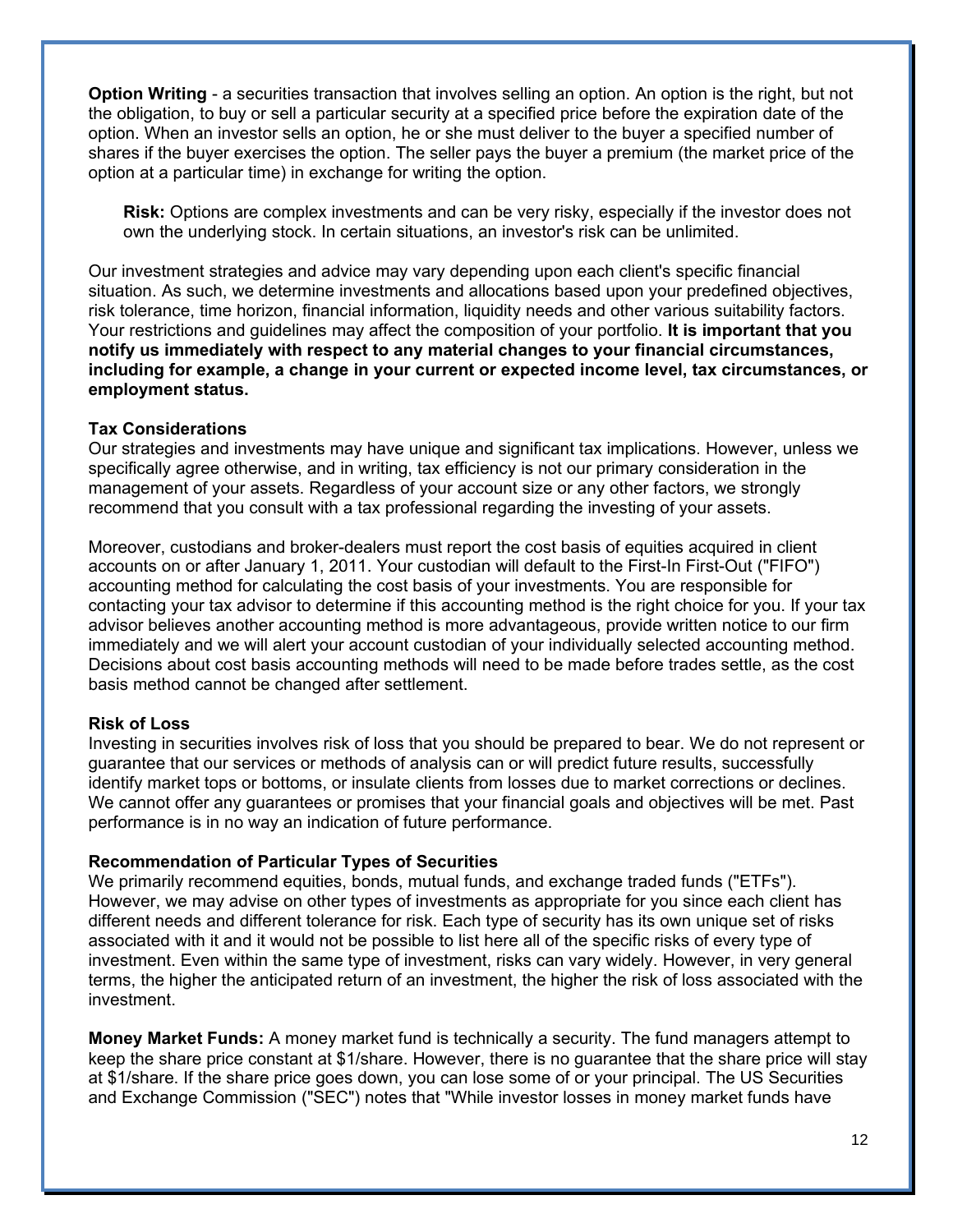**Option Writing** - a securities transaction that involves selling an option. An option is the right, but not the obligation, to buy or sell a particular security at a specified price before the expiration date of the option. When an investor sells an option, he or she must deliver to the buyer a specified number of shares if the buyer exercises the option. The seller pays the buyer a premium (the market price of the option at a particular time) in exchange for writing the option.

> **Risk:** Options are complex investments and can be very risky, especially if the investor does not own the underlying stock. In certain situations, an investor's risk can be unlimited.

Our investment strategies and advice may vary depending upon each client's specific financial situation. As such, we determine investments and allocations based upon your predefined objectives, risk tolerance, time horizon, financial information, liquidity needs and other various suitability factors. Your restrictions and guidelines may affect the composition of your portfolio. **It is important that you notify us immediately with respect to any material changes to your financial circumstances, including for example, a change in your current or expected income level, tax circumstances, or employment status.**

**Tax Considerations**
Our strategies and investments may have unique and significant tax implications. However, unless we specifically agree otherwise, and in writing, tax efficiency is not our primary consideration in the management of your assets. Regardless of your account size or any other factors, we strongly recommend that you consult with a tax professional regarding the investing of your assets.

Moreover, custodians and broker-dealers must report the cost basis of equities acquired in client accounts on or after January 1, 2011. Your custodian will default to the First-In First-Out ("FIFO") accounting method for calculating the cost basis of your investments. You are responsible for contacting your tax advisor to determine if this accounting method is the right choice for you. If your tax advisor believes another accounting method is more advantageous, provide written notice to our firm immediately and we will alert your account custodian of your individually selected accounting method. Decisions about cost basis accounting methods will need to be made before trades settle, as the cost basis method cannot be changed after settlement.

**Risk of Loss**
Investing in securities involves risk of loss that you should be prepared to bear. We do not represent or guarantee that our services or methods of analysis can or will predict future results, successfully identify market tops or bottoms, or insulate clients from losses due to market corrections or declines. We cannot offer any guarantees or promises that your financial goals and objectives will be met. Past performance is in no way an indication of future performance.

**Recommendation of Particular Types of Securities**
We primarily recommend equities, bonds, mutual funds, and exchange traded funds ("ETFs"). However, we may advise on other types of investments as appropriate for you since each client has different needs and different tolerance for risk. Each type of security has its own unique set of risks associated with it and it would not be possible to list here all of the specific risks of every type of investment. Even within the same type of investment, risks can vary widely. However, in very general terms, the higher the anticipated return of an investment, the higher the risk of loss associated with the investment.

**Money Market Funds:** A money market fund is technically a security. The fund managers attempt to keep the share price constant at $1/share. However, there is no guarantee that the share price will stay at $1/share. If the share price goes down, you can lose some of or your principal. The US Securities and Exchange Commission ("SEC") notes that "While investor losses in money market funds have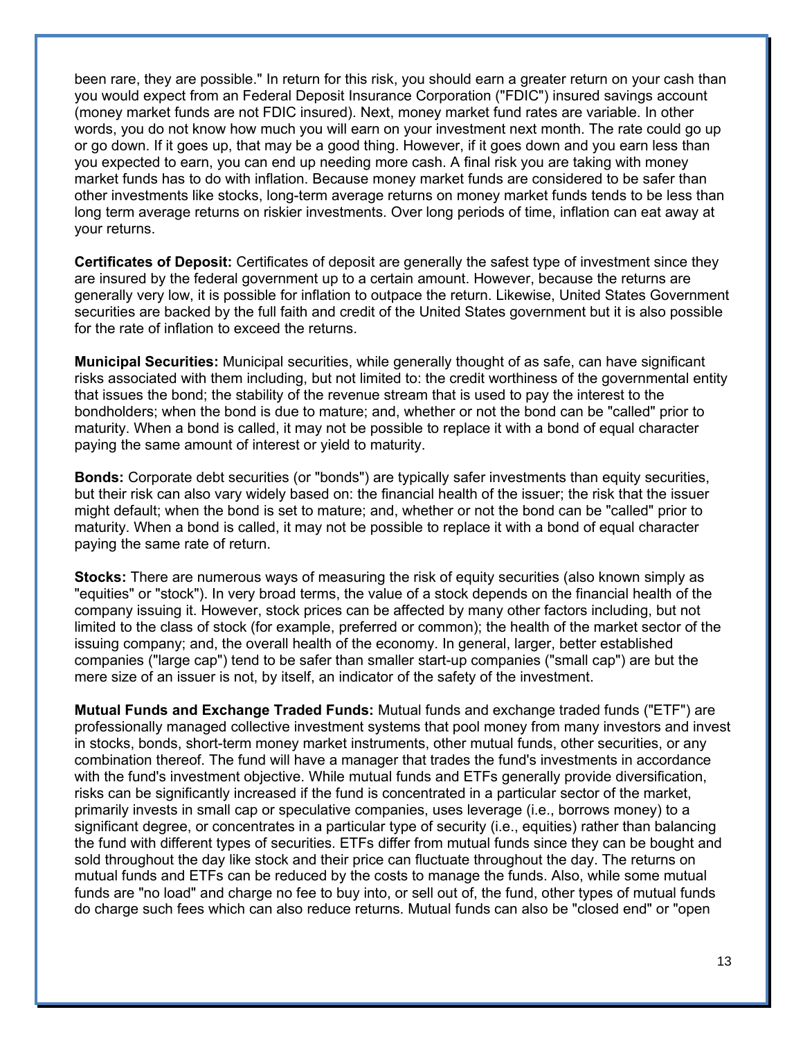been rare, they are possible." In return for this risk, you should earn a greater return on your cash than you would expect from an Federal Deposit Insurance Corporation ("FDIC") insured savings account (money market funds are not FDIC insured). Next, money market fund rates are variable. In other words, you do not know how much you will earn on your investment next month. The rate could go up or go down. If it goes up, that may be a good thing. However, if it goes down and you earn less than you expected to earn, you can end up needing more cash. A final risk you are taking with money market funds has to do with inflation. Because money market funds are considered to be safer than other investments like stocks, long-term average returns on money market funds tends to be less than long term average returns on riskier investments. Over long periods of time, inflation can eat away at your returns.

**Certificates of Deposit:** Certificates of deposit are generally the safest type of investment since they are insured by the federal government up to a certain amount. However, because the returns are generally very low, it is possible for inflation to outpace the return. Likewise, United States Government securities are backed by the full faith and credit of the United States government but it is also possible for the rate of inflation to exceed the returns.

**Municipal Securities:** Municipal securities, while generally thought of as safe, can have significant risks associated with them including, but not limited to: the credit worthiness of the governmental entity that issues the bond; the stability of the revenue stream that is used to pay the interest to the bondholders; when the bond is due to mature; and, whether or not the bond can be "called" prior to maturity. When a bond is called, it may not be possible to replace it with a bond of equal character paying the same amount of interest or yield to maturity.

**Bonds:** Corporate debt securities (or "bonds") are typically safer investments than equity securities, but their risk can also vary widely based on: the financial health of the issuer; the risk that the issuer might default; when the bond is set to mature; and, whether or not the bond can be "called" prior to maturity. When a bond is called, it may not be possible to replace it with a bond of equal character paying the same rate of return.

**Stocks:** There are numerous ways of measuring the risk of equity securities (also known simply as "equities" or "stock"). In very broad terms, the value of a stock depends on the financial health of the company issuing it. However, stock prices can be affected by many other factors including, but not limited to the class of stock (for example, preferred or common); the health of the market sector of the issuing company; and, the overall health of the economy. In general, larger, better established companies ("large cap") tend to be safer than smaller start-up companies ("small cap") are but the mere size of an issuer is not, by itself, an indicator of the safety of the investment.

**Mutual Funds and Exchange Traded Funds:** Mutual funds and exchange traded funds ("ETF") are professionally managed collective investment systems that pool money from many investors and invest in stocks, bonds, short-term money market instruments, other mutual funds, other securities, or any combination thereof. The fund will have a manager that trades the fund's investments in accordance with the fund's investment objective. While mutual funds and ETFs generally provide diversification, risks can be significantly increased if the fund is concentrated in a particular sector of the market, primarily invests in small cap or speculative companies, uses leverage (i.e., borrows money) to a significant degree, or concentrates in a particular type of security (i.e., equities) rather than balancing the fund with different types of securities. ETFs differ from mutual funds since they can be bought and sold throughout the day like stock and their price can fluctuate throughout the day. The returns on mutual funds and ETFs can be reduced by the costs to manage the funds. Also, while some mutual funds are "no load" and charge no fee to buy into, or sell out of, the fund, other types of mutual funds do charge such fees which can also reduce returns. Mutual funds can also be "closed end" or "open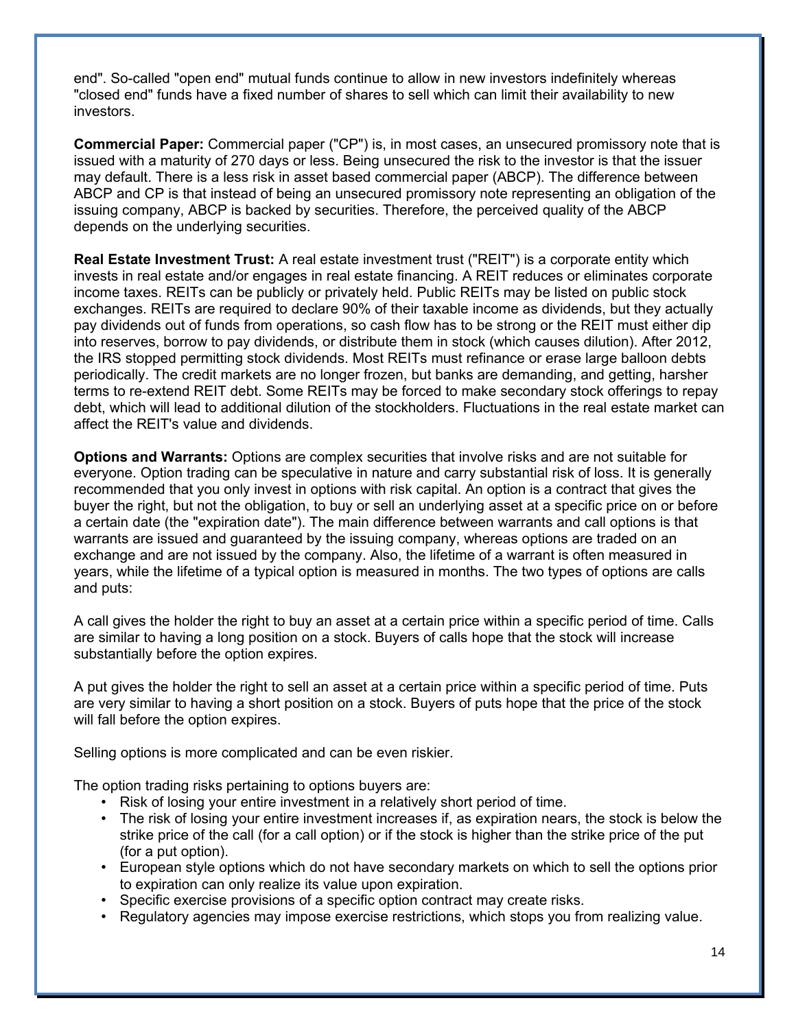end". So-called "open end" mutual funds continue to allow in new investors indefinitely whereas "closed end" funds have a fixed number of shares to sell which can limit their availability to new investors.

**Commercial Paper:** Commercial paper ("CP") is, in most cases, an unsecured promissory note that is issued with a maturity of 270 days or less. Being unsecured the risk to the investor is that the issuer may default. There is a less risk in asset based commercial paper (ABCP). The difference between ABCP and CP is that instead of being an unsecured promissory note representing an obligation of the issuing company, ABCP is backed by securities. Therefore, the perceived quality of the ABCP depends on the underlying securities.

**Real Estate Investment Trust:** A real estate investment trust ("REIT") is a corporate entity which invests in real estate and/or engages in real estate financing. A REIT reduces or eliminates corporate income taxes. REITs can be publicly or privately held. Public REITs may be listed on public stock exchanges. REITs are required to declare 90% of their taxable income as dividends, but they actually pay dividends out of funds from operations, so cash flow has to be strong or the REIT must either dip into reserves, borrow to pay dividends, or distribute them in stock (which causes dilution). After 2012, the IRS stopped permitting stock dividends. Most REITs must refinance or erase large balloon debts periodically. The credit markets are no longer frozen, but banks are demanding, and getting, harsher terms to re-extend REIT debt. Some REITs may be forced to make secondary stock offerings to repay debt, which will lead to additional dilution of the stockholders. Fluctuations in the real estate market can affect the REIT's value and dividends.

**Options and Warrants:** Options are complex securities that involve risks and are not suitable for everyone. Option trading can be speculative in nature and carry substantial risk of loss. It is generally recommended that you only invest in options with risk capital. An option is a contract that gives the buyer the right, but not the obligation, to buy or sell an underlying asset at a specific price on or before a certain date (the "expiration date"). The main difference between warrants and call options is that warrants are issued and guaranteed by the issuing company, whereas options are traded on an exchange and are not issued by the company. Also, the lifetime of a warrant is often measured in years, while the lifetime of a typical option is measured in months. The two types of options are calls and puts:

A call gives the holder the right to buy an asset at a certain price within a specific period of time. Calls are similar to having a long position on a stock. Buyers of calls hope that the stock will increase substantially before the option expires.

A put gives the holder the right to sell an asset at a certain price within a specific period of time. Puts are very similar to having a short position on a stock. Buyers of puts hope that the price of the stock will fall before the option expires.

Selling options is more complicated and can be even riskier.

The option trading risks pertaining to options buyers are:

- Risk of losing your entire investment in a relatively short period of time.
- The risk of losing your entire investment increases if, as expiration nears, the stock is below the strike price of the call (for a call option) or if the stock is higher than the strike price of the put (for a put option).
- European style options which do not have secondary markets on which to sell the options prior to expiration can only realize its value upon expiration.
- Specific exercise provisions of a specific option contract may create risks.
- Regulatory agencies may impose exercise restrictions, which stops you from realizing value.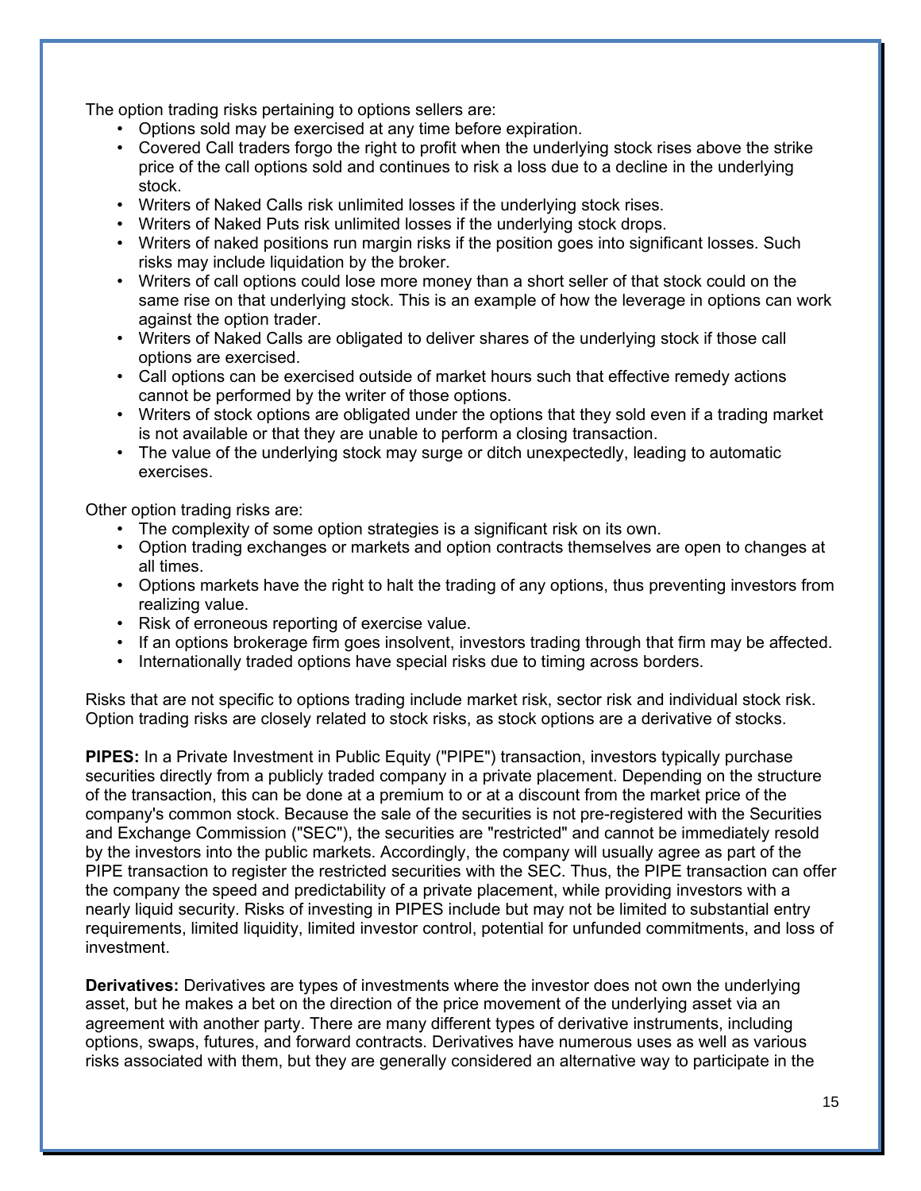The option trading risks pertaining to options sellers are:

- Options sold may be exercised at any time before expiration.
- Covered Call traders forgo the right to profit when the underlying stock rises above the strike price of the call options sold and continues to risk a loss due to a decline in the underlying stock.
- Writers of Naked Calls risk unlimited losses if the underlying stock rises.
- Writers of Naked Puts risk unlimited losses if the underlying stock drops.
- Writers of naked positions run margin risks if the position goes into significant losses. Such risks may include liquidation by the broker.
- Writers of call options could lose more money than a short seller of that stock could on the same rise on that underlying stock. This is an example of how the leverage in options can work against the option trader.
- Writers of Naked Calls are obligated to deliver shares of the underlying stock if those call options are exercised.
- Call options can be exercised outside of market hours such that effective remedy actions cannot be performed by the writer of those options.
- Writers of stock options are obligated under the options that they sold even if a trading market is not available or that they are unable to perform a closing transaction.
- The value of the underlying stock may surge or ditch unexpectedly, leading to automatic exercises.

Other option trading risks are:

- The complexity of some option strategies is a significant risk on its own.
- Option trading exchanges or markets and option contracts themselves are open to changes at all times.
- Options markets have the right to halt the trading of any options, thus preventing investors from realizing value.
- Risk of erroneous reporting of exercise value.
- If an options brokerage firm goes insolvent, investors trading through that firm may be affected.
- Internationally traded options have special risks due to timing across borders.

Risks that are not specific to options trading include market risk, sector risk and individual stock risk. Option trading risks are closely related to stock risks, as stock options are a derivative of stocks.

**PIPES:** In a Private Investment in Public Equity ("PIPE") transaction, investors typically purchase securities directly from a publicly traded company in a private placement. Depending on the structure of the transaction, this can be done at a premium to or at a discount from the market price of the company's common stock. Because the sale of the securities is not pre-registered with the Securities and Exchange Commission ("SEC"), the securities are "restricted" and cannot be immediately resold by the investors into the public markets. Accordingly, the company will usually agree as part of the PIPE transaction to register the restricted securities with the SEC. Thus, the PIPE transaction can offer the company the speed and predictability of a private placement, while providing investors with a nearly liquid security. Risks of investing in PIPES include but may not be limited to substantial entry requirements, limited liquidity, limited investor control, potential for unfunded commitments, and loss of investment.

**Derivatives:** Derivatives are types of investments where the investor does not own the underlying asset, but he makes a bet on the direction of the price movement of the underlying asset via an agreement with another party. There are many different types of derivative instruments, including options, swaps, futures, and forward contracts. Derivatives have numerous uses as well as various risks associated with them, but they are generally considered an alternative way to participate in the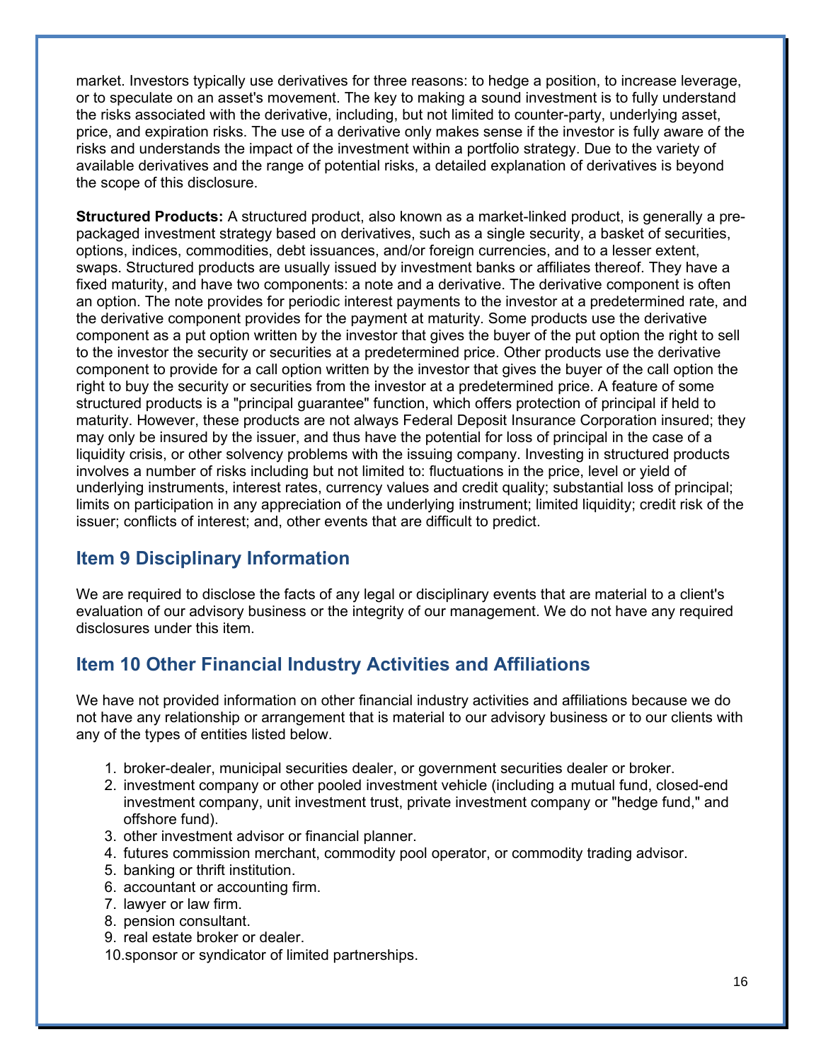market. Investors typically use derivatives for three reasons: to hedge a position, to increase leverage, or to speculate on an asset's movement. The key to making a sound investment is to fully understand the risks associated with the derivative, including, but not limited to counter-party, underlying asset, price, and expiration risks. The use of a derivative only makes sense if the investor is fully aware of the risks and understands the impact of the investment within a portfolio strategy. Due to the variety of available derivatives and the range of potential risks, a detailed explanation of derivatives is beyond the scope of this disclosure.

**Structured Products:** A structured product, also known as a market-linked product, is generally a pre-packaged investment strategy based on derivatives, such as a single security, a basket of securities, options, indices, commodities, debt issuances, and/or foreign currencies, and to a lesser extent, swaps. Structured products are usually issued by investment banks or affiliates thereof. They have a fixed maturity, and have two components: a note and a derivative. The derivative component is often an option. The note provides for periodic interest payments to the investor at a predetermined rate, and the derivative component provides for the payment at maturity. Some products use the derivative component as a put option written by the investor that gives the buyer of the put option the right to sell to the investor the security or securities at a predetermined price. Other products use the derivative component to provide for a call option written by the investor that gives the buyer of the call option the right to buy the security or securities from the investor at a predetermined price. A feature of some structured products is a "principal guarantee" function, which offers protection of principal if held to maturity. However, these products are not always Federal Deposit Insurance Corporation insured; they may only be insured by the issuer, and thus have the potential for loss of principal in the case of a liquidity crisis, or other solvency problems with the issuing company. Investing in structured products involves a number of risks including but not limited to: fluctuations in the price, level or yield of underlying instruments, interest rates, currency values and credit quality; substantial loss of principal; limits on participation in any appreciation of the underlying instrument; limited liquidity; credit risk of the issuer; conflicts of interest; and, other events that are difficult to predict.

## Item 9 Disciplinary Information

We are required to disclose the facts of any legal or disciplinary events that are material to a client's evaluation of our advisory business or the integrity of our management. We do not have any required disclosures under this item.

## Item 10 Other Financial Industry Activities and Affiliations

We have not provided information on other financial industry activities and affiliations because we do not have any relationship or arrangement that is material to our advisory business or to our clients with any of the types of entities listed below.

1. broker-dealer, municipal securities dealer, or government securities dealer or broker.
2. investment company or other pooled investment vehicle (including a mutual fund, closed-end investment company, unit investment trust, private investment company or "hedge fund," and offshore fund).
3. other investment advisor or financial planner.
4. futures commission merchant, commodity pool operator, or commodity trading advisor.
5. banking or thrift institution.
6. accountant or accounting firm.
7. lawyer or law firm.
8. pension consultant.
9. real estate broker or dealer.
10. sponsor or syndicator of limited partnerships.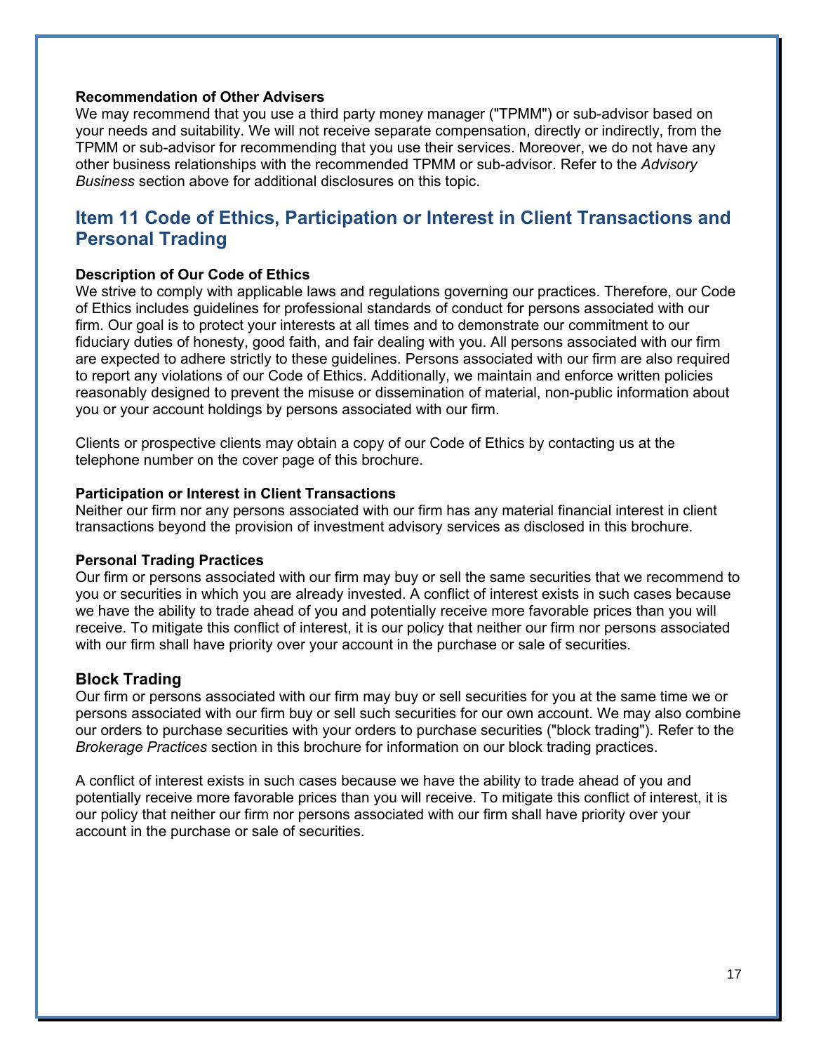**Recommendation of Other Advisers**
We may recommend that you use a third party money manager ("TPMM") or sub-advisor based on your needs and suitability. We will not receive separate compensation, directly or indirectly, from the TPMM or sub-advisor for recommending that you use their services. Moreover, we do not have any other business relationships with the recommended TPMM or sub-advisor. Refer to the *Advisory Business* section above for additional disclosures on this topic.

## Item 11 Code of Ethics, Participation or Interest in Client Transactions and Personal Trading

**Description of Our Code of Ethics**
We strive to comply with applicable laws and regulations governing our practices. Therefore, our Code of Ethics includes guidelines for professional standards of conduct for persons associated with our firm. Our goal is to protect your interests at all times and to demonstrate our commitment to our fiduciary duties of honesty, good faith, and fair dealing with you. All persons associated with our firm are expected to adhere strictly to these guidelines. Persons associated with our firm are also required to report any violations of our Code of Ethics. Additionally, we maintain and enforce written policies reasonably designed to prevent the misuse or dissemination of material, non-public information about you or your account holdings by persons associated with our firm.

Clients or prospective clients may obtain a copy of our Code of Ethics by contacting us at the telephone number on the cover page of this brochure.

**Participation or Interest in Client Transactions**
Neither our firm nor any persons associated with our firm has any material financial interest in client transactions beyond the provision of investment advisory services as disclosed in this brochure.

**Personal Trading Practices**
Our firm or persons associated with our firm may buy or sell the same securities that we recommend to you or securities in which you are already invested. A conflict of interest exists in such cases because we have the ability to trade ahead of you and potentially receive more favorable prices than you will receive. To mitigate this conflict of interest, it is our policy that neither our firm nor persons associated with our firm shall have priority over your account in the purchase or sale of securities.

### Block Trading

Our firm or persons associated with our firm may buy or sell securities for you at the same time we or persons associated with our firm buy or sell such securities for our own account. We may also combine our orders to purchase securities with your orders to purchase securities ("block trading"). Refer to the *Brokerage Practices* section in this brochure for information on our block trading practices.

A conflict of interest exists in such cases because we have the ability to trade ahead of you and potentially receive more favorable prices than you will receive. To mitigate this conflict of interest, it is our policy that neither our firm nor persons associated with our firm shall have priority over your account in the purchase or sale of securities.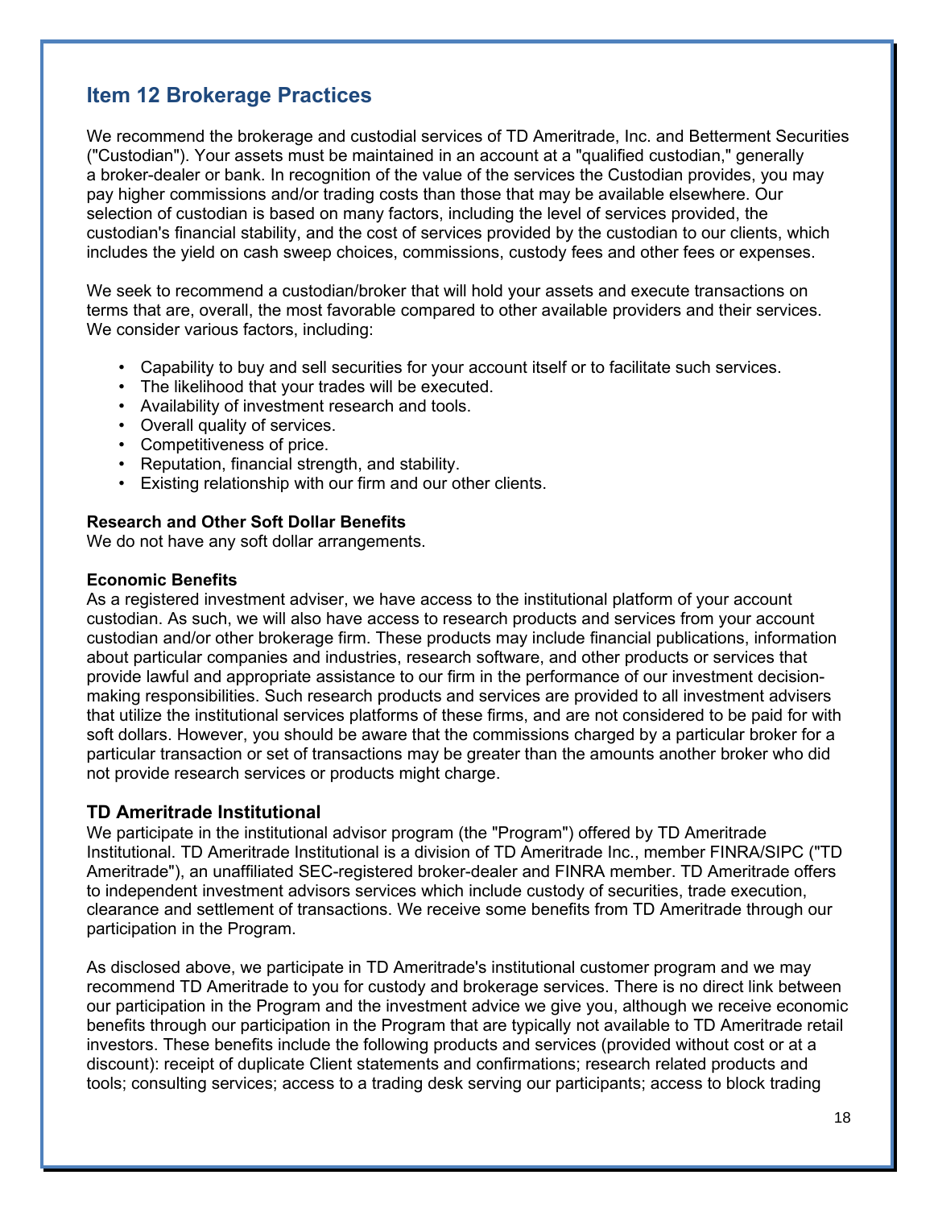## Item 12 Brokerage Practices

We recommend the brokerage and custodial services of TD Ameritrade, Inc. and Betterment Securities ("Custodian"). Your assets must be maintained in an account at a "qualified custodian," generally a broker-dealer or bank. In recognition of the value of the services the Custodian provides, you may pay higher commissions and/or trading costs than those that may be available elsewhere. Our selection of custodian is based on many factors, including the level of services provided, the custodian's financial stability, and the cost of services provided by the custodian to our clients, which includes the yield on cash sweep choices, commissions, custody fees and other fees or expenses.

We seek to recommend a custodian/broker that will hold your assets and execute transactions on terms that are, overall, the most favorable compared to other available providers and their services. We consider various factors, including:

- Capability to buy and sell securities for your account itself or to facilitate such services.
- The likelihood that your trades will be executed.
- Availability of investment research and tools.
- Overall quality of services.
- Competitiveness of price.
- Reputation, financial strength, and stability.
- Existing relationship with our firm and our other clients.

**Research and Other Soft Dollar Benefits**
We do not have any soft dollar arrangements.

**Economic Benefits**
As a registered investment adviser, we have access to the institutional platform of your account custodian. As such, we will also have access to research products and services from your account custodian and/or other brokerage firm. These products may include financial publications, information about particular companies and industries, research software, and other products or services that provide lawful and appropriate assistance to our firm in the performance of our investment decision-making responsibilities. Such research products and services are provided to all investment advisers that utilize the institutional services platforms of these firms, and are not considered to be paid for with soft dollars. However, you should be aware that the commissions charged by a particular broker for a particular transaction or set of transactions may be greater than the amounts another broker who did not provide research services or products might charge.

### TD Ameritrade Institutional

We participate in the institutional advisor program (the "Program") offered by TD Ameritrade Institutional. TD Ameritrade Institutional is a division of TD Ameritrade Inc., member FINRA/SIPC ("TD Ameritrade"), an unaffiliated SEC-registered broker-dealer and FINRA member. TD Ameritrade offers to independent investment advisors services which include custody of securities, trade execution, clearance and settlement of transactions. We receive some benefits from TD Ameritrade through our participation in the Program.

As disclosed above, we participate in TD Ameritrade's institutional customer program and we may recommend TD Ameritrade to you for custody and brokerage services. There is no direct link between our participation in the Program and the investment advice we give you, although we receive economic benefits through our participation in the Program that are typically not available to TD Ameritrade retail investors. These benefits include the following products and services (provided without cost or at a discount): receipt of duplicate Client statements and confirmations; research related products and tools; consulting services; access to a trading desk serving our participants; access to block trading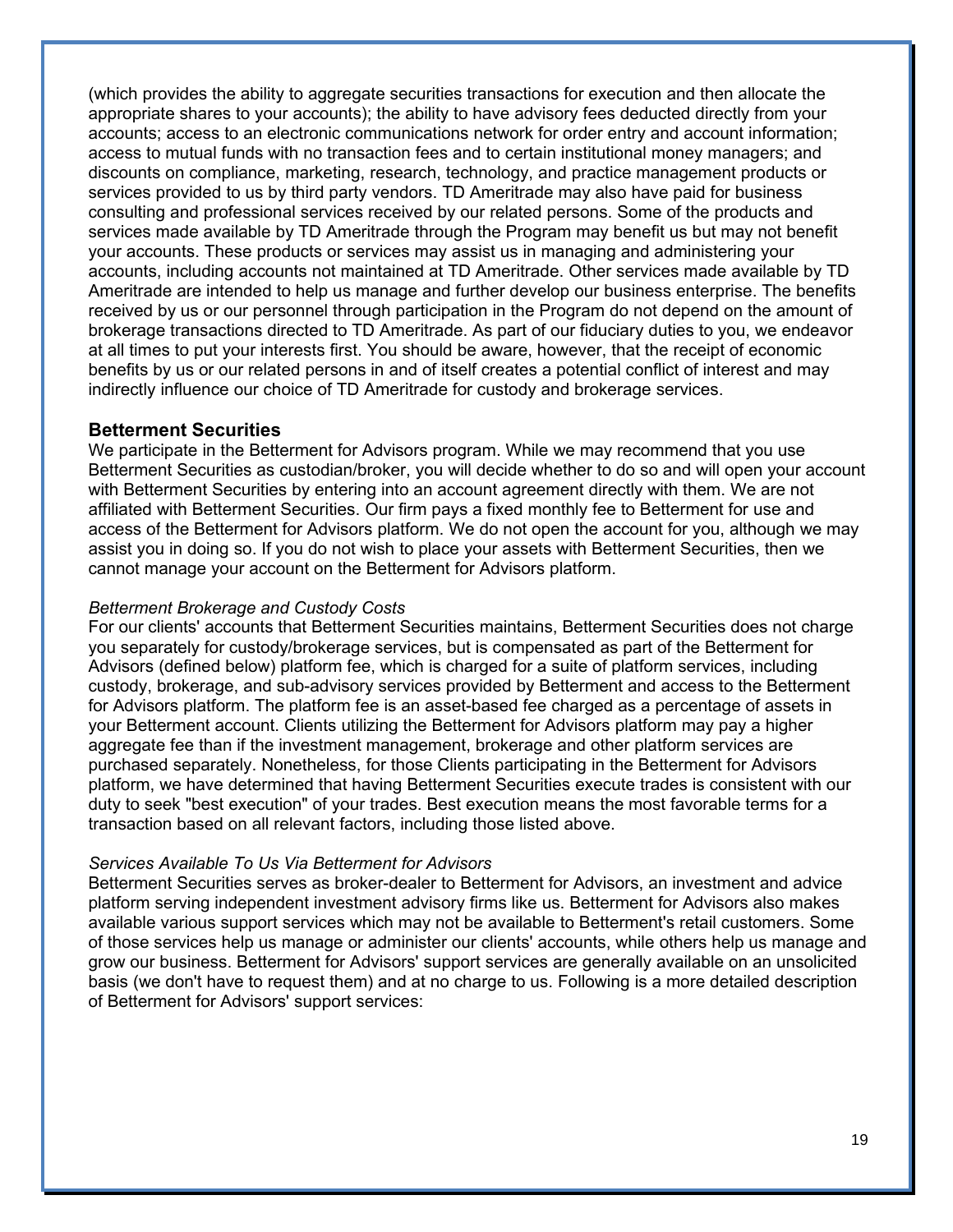(which provides the ability to aggregate securities transactions for execution and then allocate the appropriate shares to your accounts); the ability to have advisory fees deducted directly from your accounts; access to an electronic communications network for order entry and account information; access to mutual funds with no transaction fees and to certain institutional money managers; and discounts on compliance, marketing, research, technology, and practice management products or services provided to us by third party vendors. TD Ameritrade may also have paid for business consulting and professional services received by our related persons. Some of the products and services made available by TD Ameritrade through the Program may benefit us but may not benefit your accounts. These products or services may assist us in managing and administering your accounts, including accounts not maintained at TD Ameritrade. Other services made available by TD Ameritrade are intended to help us manage and further develop our business enterprise. The benefits received by us or our personnel through participation in the Program do not depend on the amount of brokerage transactions directed to TD Ameritrade. As part of our fiduciary duties to you, we endeavor at all times to put your interests first. You should be aware, however, that the receipt of economic benefits by us or our related persons in and of itself creates a potential conflict of interest and may indirectly influence our choice of TD Ameritrade for custody and brokerage services.

### Betterment Securities

We participate in the Betterment for Advisors program. While we may recommend that you use Betterment Securities as custodian/broker, you will decide whether to do so and will open your account with Betterment Securities by entering into an account agreement directly with them. We are not affiliated with Betterment Securities. Our firm pays a fixed monthly fee to Betterment for use and access of the Betterment for Advisors platform. We do not open the account for you, although we may assist you in doing so. If you do not wish to place your assets with Betterment Securities, then we cannot manage your account on the Betterment for Advisors platform.

*Betterment Brokerage and Custody Costs*

For our clients' accounts that Betterment Securities maintains, Betterment Securities does not charge you separately for custody/brokerage services, but is compensated as part of the Betterment for Advisors (defined below) platform fee, which is charged for a suite of platform services, including custody, brokerage, and sub-advisory services provided by Betterment and access to the Betterment for Advisors platform. The platform fee is an asset-based fee charged as a percentage of assets in your Betterment account. Clients utilizing the Betterment for Advisors platform may pay a higher aggregate fee than if the investment management, brokerage and other platform services are purchased separately. Nonetheless, for those Clients participating in the Betterment for Advisors platform, we have determined that having Betterment Securities execute trades is consistent with our duty to seek "best execution" of your trades. Best execution means the most favorable terms for a transaction based on all relevant factors, including those listed above.

*Services Available To Us Via Betterment for Advisors*

Betterment Securities serves as broker-dealer to Betterment for Advisors, an investment and advice platform serving independent investment advisory firms like us. Betterment for Advisors also makes available various support services which may not be available to Betterment's retail customers. Some of those services help us manage or administer our clients' accounts, while others help us manage and grow our business. Betterment for Advisors' support services are generally available on an unsolicited basis (we don't have to request them) and at no charge to us. Following is a more detailed description of Betterment for Advisors' support services: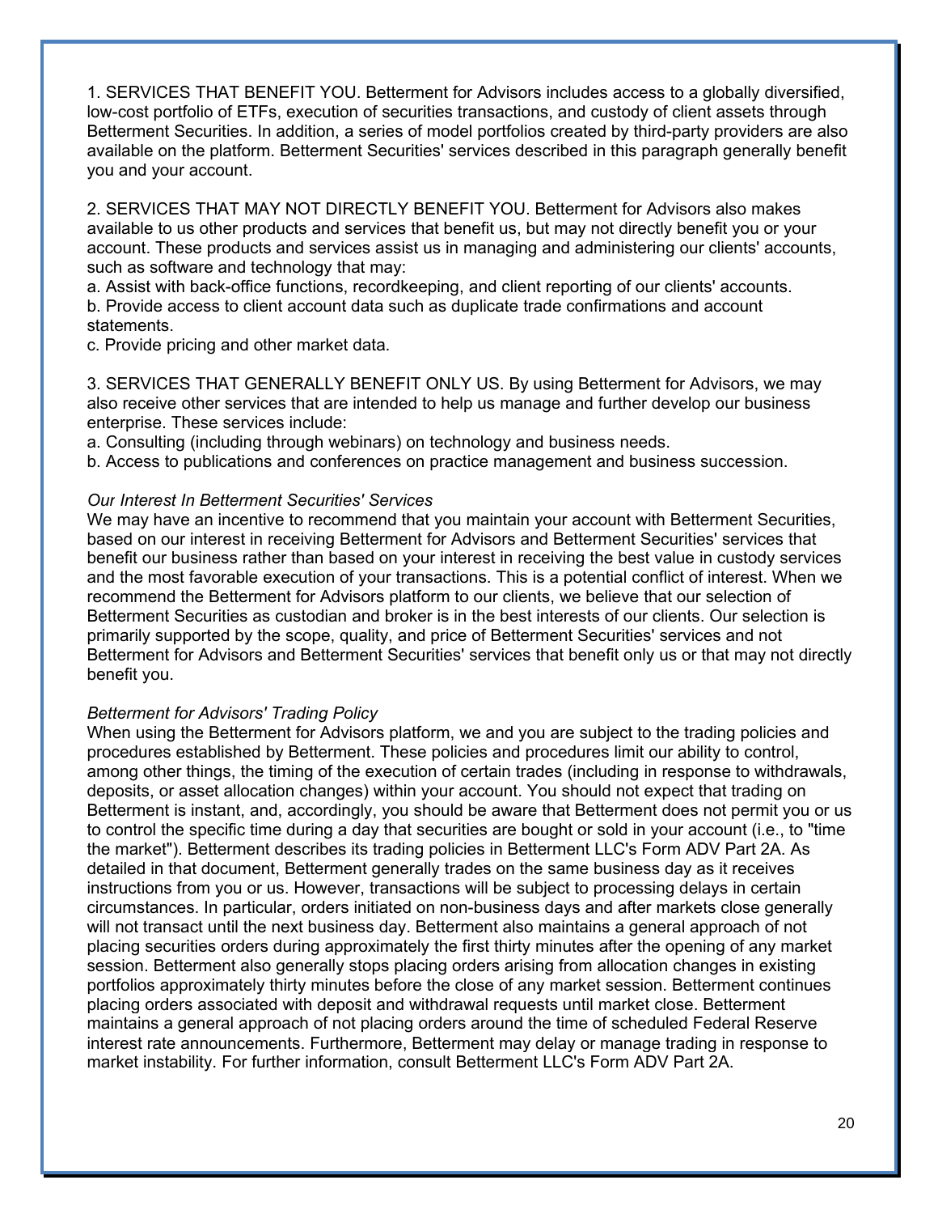1. SERVICES THAT BENEFIT YOU. Betterment for Advisors includes access to a globally diversified, low-cost portfolio of ETFs, execution of securities transactions, and custody of client assets through Betterment Securities. In addition, a series of model portfolios created by third-party providers are also available on the platform. Betterment Securities' services described in this paragraph generally benefit you and your account.

2. SERVICES THAT MAY NOT DIRECTLY BENEFIT YOU. Betterment for Advisors also makes available to us other products and services that benefit us, but may not directly benefit you or your account. These products and services assist us in managing and administering our clients' accounts, such as software and technology that may:
a. Assist with back-office functions, recordkeeping, and client reporting of our clients' accounts.
b. Provide access to client account data such as duplicate trade confirmations and account statements.
c. Provide pricing and other market data.

3. SERVICES THAT GENERALLY BENEFIT ONLY US. By using Betterment for Advisors, we may also receive other services that are intended to help us manage and further develop our business enterprise. These services include:
a. Consulting (including through webinars) on technology and business needs.
b. Access to publications and conferences on practice management and business succession.

*Our Interest In Betterment Securities' Services*
We may have an incentive to recommend that you maintain your account with Betterment Securities, based on our interest in receiving Betterment for Advisors and Betterment Securities' services that benefit our business rather than based on your interest in receiving the best value in custody services and the most favorable execution of your transactions. This is a potential conflict of interest. When we recommend the Betterment for Advisors platform to our clients, we believe that our selection of Betterment Securities as custodian and broker is in the best interests of our clients. Our selection is primarily supported by the scope, quality, and price of Betterment Securities' services and not Betterment for Advisors and Betterment Securities' services that benefit only us or that may not directly benefit you.

*Betterment for Advisors' Trading Policy*
When using the Betterment for Advisors platform, we and you are subject to the trading policies and procedures established by Betterment. These policies and procedures limit our ability to control, among other things, the timing of the execution of certain trades (including in response to withdrawals, deposits, or asset allocation changes) within your account. You should not expect that trading on Betterment is instant, and, accordingly, you should be aware that Betterment does not permit you or us to control the specific time during a day that securities are bought or sold in your account (i.e., to "time the market"). Betterment describes its trading policies in Betterment LLC's Form ADV Part 2A. As detailed in that document, Betterment generally trades on the same business day as it receives instructions from you or us. However, transactions will be subject to processing delays in certain circumstances. In particular, orders initiated on non-business days and after markets close generally will not transact until the next business day. Betterment also maintains a general approach of not placing securities orders during approximately the first thirty minutes after the opening of any market session. Betterment also generally stops placing orders arising from allocation changes in existing portfolios approximately thirty minutes before the close of any market session. Betterment continues placing orders associated with deposit and withdrawal requests until market close. Betterment maintains a general approach of not placing orders around the time of scheduled Federal Reserve interest rate announcements. Furthermore, Betterment may delay or manage trading in response to market instability. For further information, consult Betterment LLC's Form ADV Part 2A.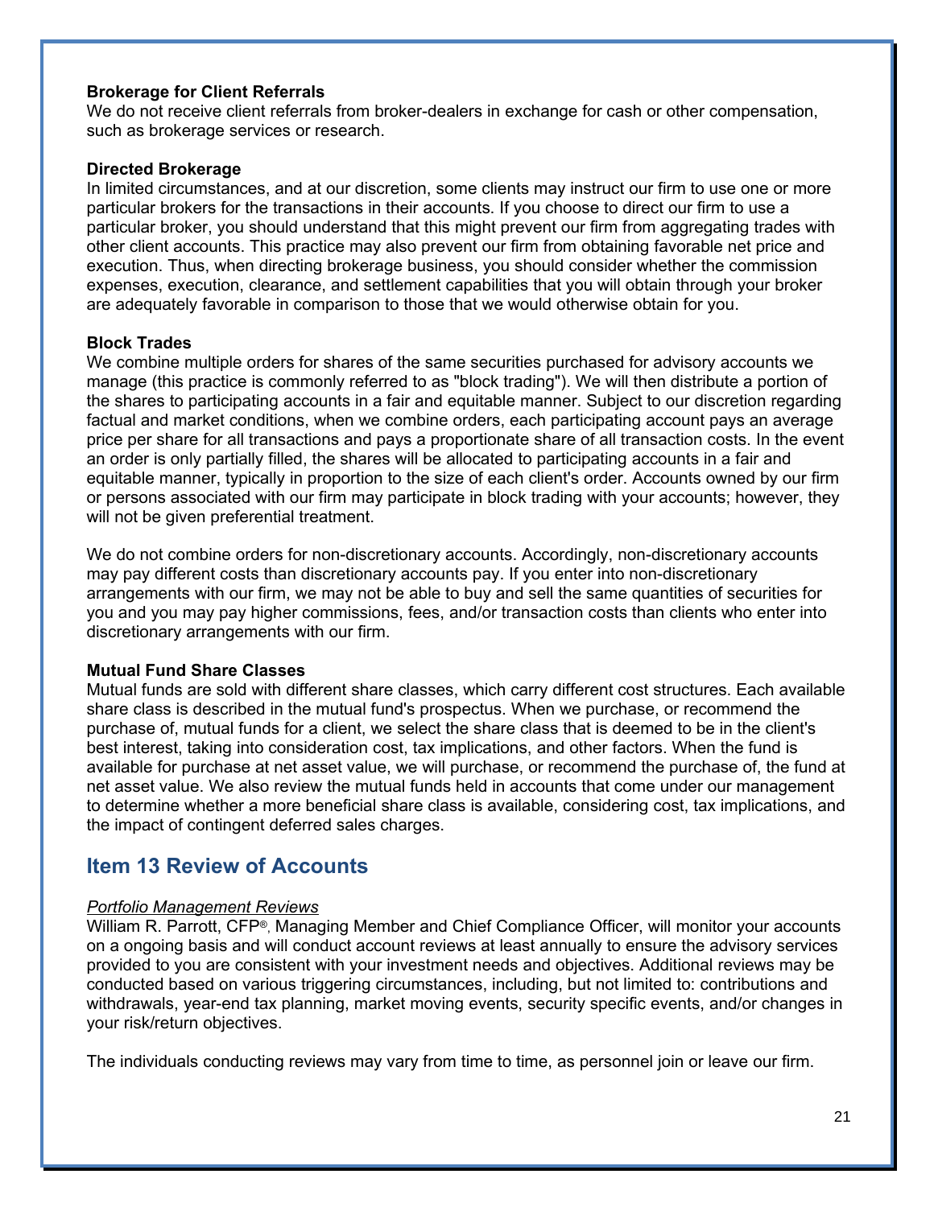**Brokerage for Client Referrals**

We do not receive client referrals from broker-dealers in exchange for cash or other compensation, such as brokerage services or research.

**Directed Brokerage**

In limited circumstances, and at our discretion, some clients may instruct our firm to use one or more particular brokers for the transactions in their accounts. If you choose to direct our firm to use a particular broker, you should understand that this might prevent our firm from aggregating trades with other client accounts. This practice may also prevent our firm from obtaining favorable net price and execution. Thus, when directing brokerage business, you should consider whether the commission expenses, execution, clearance, and settlement capabilities that you will obtain through your broker are adequately favorable in comparison to those that we would otherwise obtain for you.

**Block Trades**

We combine multiple orders for shares of the same securities purchased for advisory accounts we manage (this practice is commonly referred to as "block trading"). We will then distribute a portion of the shares to participating accounts in a fair and equitable manner. Subject to our discretion regarding factual and market conditions, when we combine orders, each participating account pays an average price per share for all transactions and pays a proportionate share of all transaction costs. In the event an order is only partially filled, the shares will be allocated to participating accounts in a fair and equitable manner, typically in proportion to the size of each client's order. Accounts owned by our firm or persons associated with our firm may participate in block trading with your accounts; however, they will not be given preferential treatment.

We do not combine orders for non-discretionary accounts. Accordingly, non-discretionary accounts may pay different costs than discretionary accounts pay. If you enter into non-discretionary arrangements with our firm, we may not be able to buy and sell the same quantities of securities for you and you may pay higher commissions, fees, and/or transaction costs than clients who enter into discretionary arrangements with our firm.

**Mutual Fund Share Classes**

Mutual funds are sold with different share classes, which carry different cost structures. Each available share class is described in the mutual fund's prospectus. When we purchase, or recommend the purchase of, mutual funds for a client, we select the share class that is deemed to be in the client's best interest, taking into consideration cost, tax implications, and other factors. When the fund is available for purchase at net asset value, we will purchase, or recommend the purchase of, the fund at net asset value. We also review the mutual funds held in accounts that come under our management to determine whether a more beneficial share class is available, considering cost, tax implications, and the impact of contingent deferred sales charges.

## Item 13 Review of Accounts

*Portfolio Management Reviews*

William R. Parrott, CFP®, Managing Member and Chief Compliance Officer, will monitor your accounts on a ongoing basis and will conduct account reviews at least annually to ensure the advisory services provided to you are consistent with your investment needs and objectives. Additional reviews may be conducted based on various triggering circumstances, including, but not limited to: contributions and withdrawals, year-end tax planning, market moving events, security specific events, and/or changes in your risk/return objectives.

The individuals conducting reviews may vary from time to time, as personnel join or leave our firm.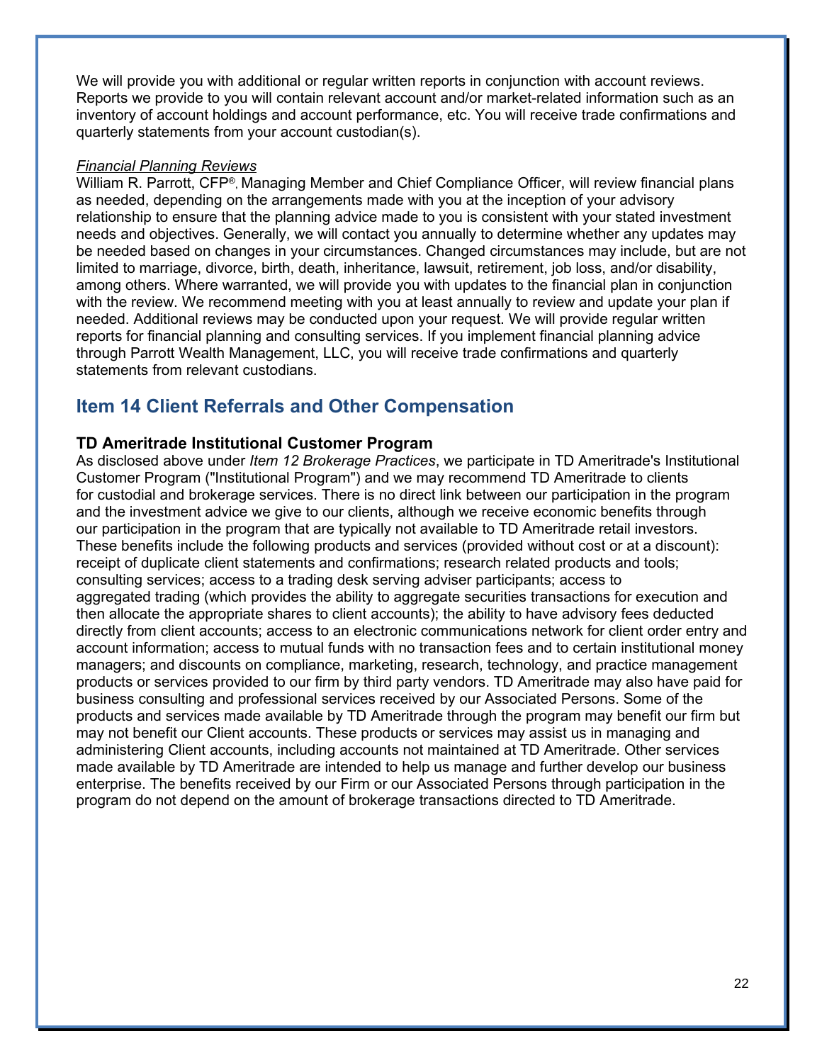We will provide you with additional or regular written reports in conjunction with account reviews. Reports we provide to you will contain relevant account and/or market-related information such as an inventory of account holdings and account performance, etc. You will receive trade confirmations and quarterly statements from your account custodian(s).

*Financial Planning Reviews*

William R. Parrott, CFP®, Managing Member and Chief Compliance Officer, will review financial plans as needed, depending on the arrangements made with you at the inception of your advisory relationship to ensure that the planning advice made to you is consistent with your stated investment needs and objectives. Generally, we will contact you annually to determine whether any updates may be needed based on changes in your circumstances. Changed circumstances may include, but are not limited to marriage, divorce, birth, death, inheritance, lawsuit, retirement, job loss, and/or disability, among others. Where warranted, we will provide you with updates to the financial plan in conjunction with the review. We recommend meeting with you at least annually to review and update your plan if needed. Additional reviews may be conducted upon your request. We will provide regular written reports for financial planning and consulting services. If you implement financial planning advice through Parrott Wealth Management, LLC, you will receive trade confirmations and quarterly statements from relevant custodians.

## Item 14 Client Referrals and Other Compensation

**TD Ameritrade Institutional Customer Program**

As disclosed above under *Item 12 Brokerage Practices*, we participate in TD Ameritrade's Institutional Customer Program ("Institutional Program") and we may recommend TD Ameritrade to clients for custodial and brokerage services. There is no direct link between our participation in the program and the investment advice we give to our clients, although we receive economic benefits through our participation in the program that are typically not available to TD Ameritrade retail investors. These benefits include the following products and services (provided without cost or at a discount): receipt of duplicate client statements and confirmations; research related products and tools; consulting services; access to a trading desk serving adviser participants; access to aggregated trading (which provides the ability to aggregate securities transactions for execution and then allocate the appropriate shares to client accounts); the ability to have advisory fees deducted directly from client accounts; access to an electronic communications network for client order entry and account information; access to mutual funds with no transaction fees and to certain institutional money managers; and discounts on compliance, marketing, research, technology, and practice management products or services provided to our firm by third party vendors. TD Ameritrade may also have paid for business consulting and professional services received by our Associated Persons. Some of the products and services made available by TD Ameritrade through the program may benefit our firm but may not benefit our Client accounts. These products or services may assist us in managing and administering Client accounts, including accounts not maintained at TD Ameritrade. Other services made available by TD Ameritrade are intended to help us manage and further develop our business enterprise. The benefits received by our Firm or our Associated Persons through participation in the program do not depend on the amount of brokerage transactions directed to TD Ameritrade.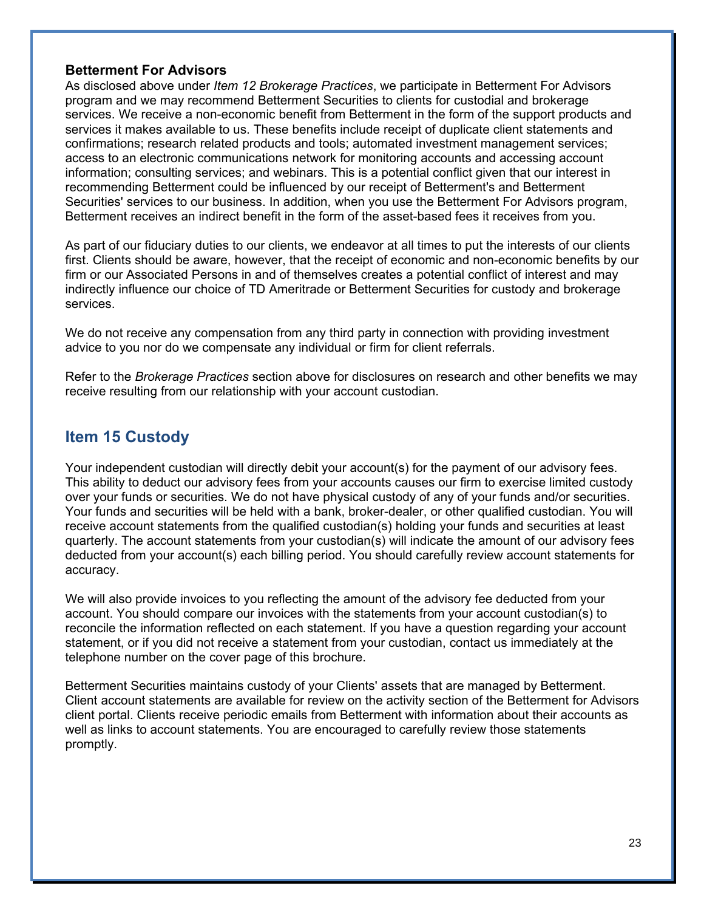### Betterment For Advisors

As disclosed above under *Item 12 Brokerage Practices*, we participate in Betterment For Advisors program and we may recommend Betterment Securities to clients for custodial and brokerage services. We receive a non-economic benefit from Betterment in the form of the support products and services it makes available to us. These benefits include receipt of duplicate client statements and confirmations; research related products and tools; automated investment management services; access to an electronic communications network for monitoring accounts and accessing account information; consulting services; and webinars. This is a potential conflict given that our interest in recommending Betterment could be influenced by our receipt of Betterment's and Betterment Securities' services to our business. In addition, when you use the Betterment For Advisors program, Betterment receives an indirect benefit in the form of the asset-based fees it receives from you.

As part of our fiduciary duties to our clients, we endeavor at all times to put the interests of our clients first. Clients should be aware, however, that the receipt of economic and non-economic benefits by our firm or our Associated Persons in and of themselves creates a potential conflict of interest and may indirectly influence our choice of TD Ameritrade or Betterment Securities for custody and brokerage services.

We do not receive any compensation from any third party in connection with providing investment advice to you nor do we compensate any individual or firm for client referrals.

Refer to the *Brokerage Practices* section above for disclosures on research and other benefits we may receive resulting from our relationship with your account custodian.

## Item 15 Custody

Your independent custodian will directly debit your account(s) for the payment of our advisory fees. This ability to deduct our advisory fees from your accounts causes our firm to exercise limited custody over your funds or securities. We do not have physical custody of any of your funds and/or securities. Your funds and securities will be held with a bank, broker-dealer, or other qualified custodian. You will receive account statements from the qualified custodian(s) holding your funds and securities at least quarterly. The account statements from your custodian(s) will indicate the amount of our advisory fees deducted from your account(s) each billing period. You should carefully review account statements for accuracy.

We will also provide invoices to you reflecting the amount of the advisory fee deducted from your account. You should compare our invoices with the statements from your account custodian(s) to reconcile the information reflected on each statement. If you have a question regarding your account statement, or if you did not receive a statement from your custodian, contact us immediately at the telephone number on the cover page of this brochure.

Betterment Securities maintains custody of your Clients' assets that are managed by Betterment. Client account statements are available for review on the activity section of the Betterment for Advisors client portal. Clients receive periodic emails from Betterment with information about their accounts as well as links to account statements. You are encouraged to carefully review those statements promptly.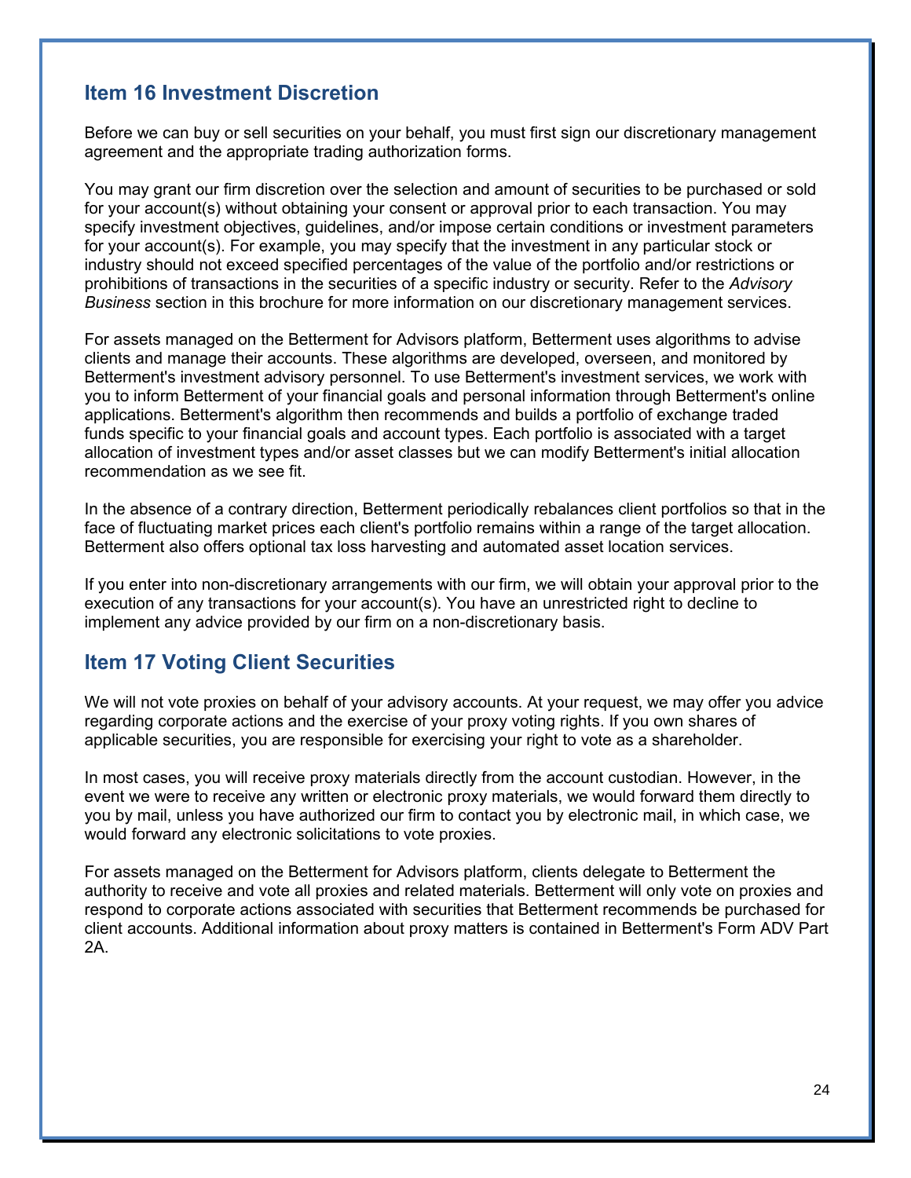## Item 16 Investment Discretion

Before we can buy or sell securities on your behalf, you must first sign our discretionary management agreement and the appropriate trading authorization forms.

You may grant our firm discretion over the selection and amount of securities to be purchased or sold for your account(s) without obtaining your consent or approval prior to each transaction. You may specify investment objectives, guidelines, and/or impose certain conditions or investment parameters for your account(s). For example, you may specify that the investment in any particular stock or industry should not exceed specified percentages of the value of the portfolio and/or restrictions or prohibitions of transactions in the securities of a specific industry or security. Refer to the *Advisory Business* section in this brochure for more information on our discretionary management services.

For assets managed on the Betterment for Advisors platform, Betterment uses algorithms to advise clients and manage their accounts. These algorithms are developed, overseen, and monitored by Betterment's investment advisory personnel. To use Betterment's investment services, we work with you to inform Betterment of your financial goals and personal information through Betterment's online applications. Betterment's algorithm then recommends and builds a portfolio of exchange traded funds specific to your financial goals and account types. Each portfolio is associated with a target allocation of investment types and/or asset classes but we can modify Betterment's initial allocation recommendation as we see fit.

In the absence of a contrary direction, Betterment periodically rebalances client portfolios so that in the face of fluctuating market prices each client's portfolio remains within a range of the target allocation. Betterment also offers optional tax loss harvesting and automated asset location services.

If you enter into non-discretionary arrangements with our firm, we will obtain your approval prior to the execution of any transactions for your account(s). You have an unrestricted right to decline to implement any advice provided by our firm on a non-discretionary basis.

## Item 17 Voting Client Securities

We will not vote proxies on behalf of your advisory accounts. At your request, we may offer you advice regarding corporate actions and the exercise of your proxy voting rights. If you own shares of applicable securities, you are responsible for exercising your right to vote as a shareholder.

In most cases, you will receive proxy materials directly from the account custodian. However, in the event we were to receive any written or electronic proxy materials, we would forward them directly to you by mail, unless you have authorized our firm to contact you by electronic mail, in which case, we would forward any electronic solicitations to vote proxies.

For assets managed on the Betterment for Advisors platform, clients delegate to Betterment the authority to receive and vote all proxies and related materials. Betterment will only vote on proxies and respond to corporate actions associated with securities that Betterment recommends be purchased for client accounts. Additional information about proxy matters is contained in Betterment's Form ADV Part 2A.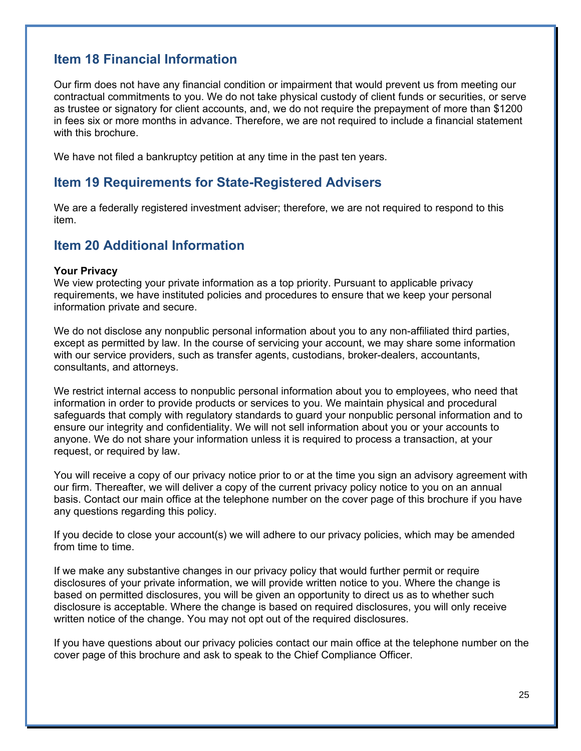## Item 18 Financial Information

Our firm does not have any financial condition or impairment that would prevent us from meeting our contractual commitments to you. We do not take physical custody of client funds or securities, or serve as trustee or signatory for client accounts, and, we do not require the prepayment of more than $1200 in fees six or more months in advance. Therefore, we are not required to include a financial statement with this brochure.

We have not filed a bankruptcy petition at any time in the past ten years.

## Item 19 Requirements for State-Registered Advisers

We are a federally registered investment adviser; therefore, we are not required to respond to this item.

## Item 20 Additional Information

**Your Privacy**
We view protecting your private information as a top priority. Pursuant to applicable privacy requirements, we have instituted policies and procedures to ensure that we keep your personal information private and secure.

We do not disclose any nonpublic personal information about you to any non-affiliated third parties, except as permitted by law. In the course of servicing your account, we may share some information with our service providers, such as transfer agents, custodians, broker-dealers, accountants, consultants, and attorneys.

We restrict internal access to nonpublic personal information about you to employees, who need that information in order to provide products or services to you. We maintain physical and procedural safeguards that comply with regulatory standards to guard your nonpublic personal information and to ensure our integrity and confidentiality. We will not sell information about you or your accounts to anyone. We do not share your information unless it is required to process a transaction, at your request, or required by law.

You will receive a copy of our privacy notice prior to or at the time you sign an advisory agreement with our firm. Thereafter, we will deliver a copy of the current privacy policy notice to you on an annual basis. Contact our main office at the telephone number on the cover page of this brochure if you have any questions regarding this policy.

If you decide to close your account(s) we will adhere to our privacy policies, which may be amended from time to time.

If we make any substantive changes in our privacy policy that would further permit or require disclosures of your private information, we will provide written notice to you. Where the change is based on permitted disclosures, you will be given an opportunity to direct us as to whether such disclosure is acceptable. Where the change is based on required disclosures, you will only receive written notice of the change. You may not opt out of the required disclosures.

If you have questions about our privacy policies contact our main office at the telephone number on the cover page of this brochure and ask to speak to the Chief Compliance Officer.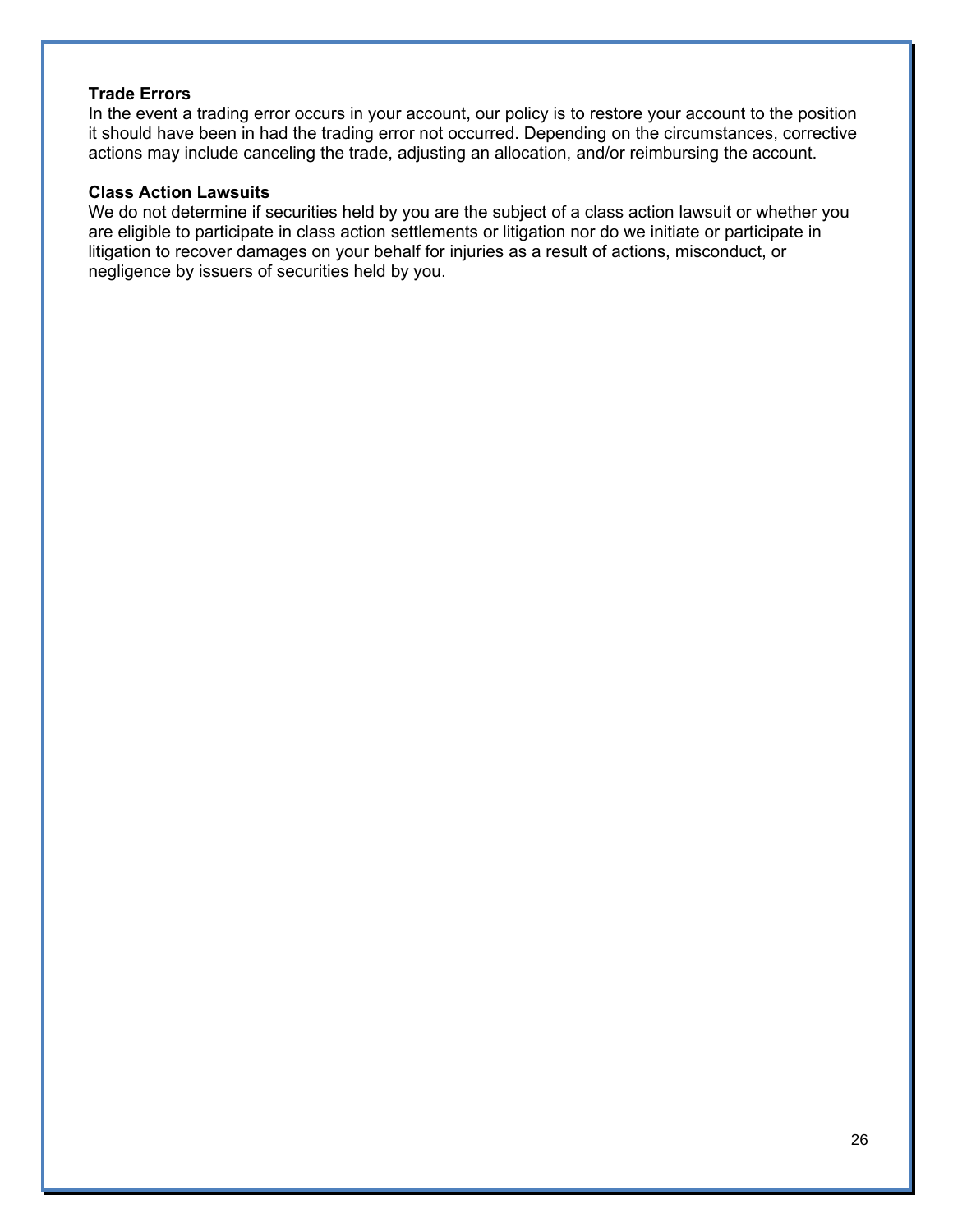**Trade Errors**

In the event a trading error occurs in your account, our policy is to restore your account to the position it should have been in had the trading error not occurred. Depending on the circumstances, corrective actions may include canceling the trade, adjusting an allocation, and/or reimbursing the account.

**Class Action Lawsuits**

We do not determine if securities held by you are the subject of a class action lawsuit or whether you are eligible to participate in class action settlements or litigation nor do we initiate or participate in litigation to recover damages on your behalf for injuries as a result of actions, misconduct, or negligence by issuers of securities held by you.